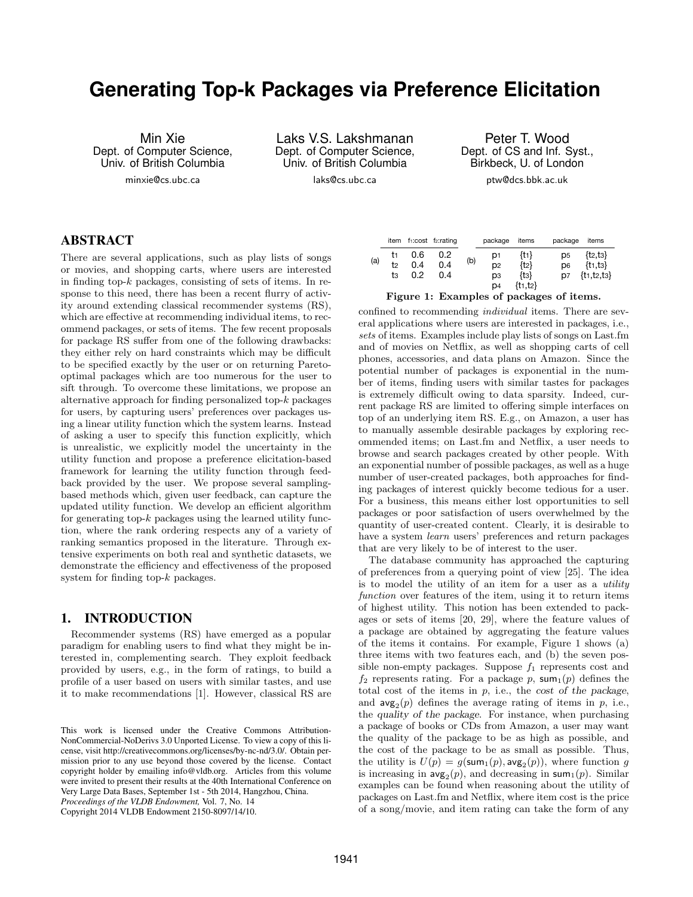# Generating Top-k Packages via Preference Elicitation

Min Xie
Dept. of Computer Science,
Univ. of British Columbia
minxie@cs.ubc.ca

Laks V.S. Lakshmanan
Dept. of Computer Science,
Univ. of British Columbia
laks@cs.ubc.ca

Peter T. Wood
Dept. of CS and Inf. Syst.,
Birkbeck, U. of London
ptw@dcs.bbk.ac.uk

## ABSTRACT

There are several applications, such as play lists of songs or movies, and shopping carts, where users are interested in finding top-$k$ packages, consisting of sets of items. In response to this need, there has been a recent flurry of activity around extending classical recommender systems (RS), which are effective at recommending individual items, to recommend packages, or sets of items. The few recent proposals for package RS suffer from one of the following drawbacks: they either rely on hard constraints which may be difficult to be specified exactly by the user or on returning Pareto-optimal packages which are too numerous for the user to sift through. To overcome these limitations, we propose an alternative approach for finding personalized top-$k$ packages for users, by capturing users' preferences over packages using a linear utility function which the system learns. Instead of asking a user to specify this function explicitly, which is unrealistic, we explicitly model the uncertainty in the utility function and propose a preference elicitation-based framework for learning the utility function through feedback provided by the user. We propose several sampling-based methods which, given user feedback, can capture the updated utility function. We develop an efficient algorithm for generating top-$k$ packages using the learned utility function, where the rank ordering respects any of a variety of ranking semantics proposed in the literature. Through extensive experiments on both real and synthetic datasets, we demonstrate the efficiency and effectiveness of the proposed system for finding top-$k$ packages.

## 1. INTRODUCTION

Recommender systems (RS) have emerged as a popular paradigm for enabling users to find what they might be interested in, complementing search. They exploit feedback provided by users, e.g., in the form of ratings, to build a profile of a user based on users with similar tastes, and use it to make recommendations [1]. However, classical RS are confined to recommending *individual* items. There are several applications where users are interested in packages, i.e., *sets* of items. Examples include play lists of songs on Last.fm and of movies on Netflix, as well as shopping carts of cell phones, accessories, and data plans on Amazon. Since the potential number of packages is exponential in the number of items, finding users with similar tastes for packages is extremely difficult owing to data sparsity. Indeed, current package RS are limited to offering simple interfaces on top of an underlying item RS. E.g., on Amazon, a user has to manually assemble desirable packages by exploring recommended items; on Last.fm and Netflix, a user needs to browse and search packages created by other people. With an exponential number of possible packages, as well as a huge number of user-created packages, both approaches for finding packages of interest quickly become tedious for a user. For a business, this means either lost opportunities to sell packages or poor satisfaction of users overwhelmed by the quantity of user-created content. Clearly, it is desirable to have a system *learn* users' preferences and return packages that are very likely to be of interest to the user.

(a)

| item | $f_1$:cost | $f_2$:rating |
|---|---|---|
| $t_1$ | 0.6 | 0.2 |
| $t_2$ | 0.4 | 0.4 |
| $t_3$ | 0.2 | 0.4 |

(b)

| package | items | package | items |
|---|---|---|---|
| $p_1$ | {$t_1$} | $p_5$ | {$t_2$,$t_3$} |
| $p_2$ | {$t_2$} | $p_6$ | {$t_1$,$t_3$} |
| $p_3$ | {$t_3$} | $p_7$ | {$t_1$,$t_2$,$t_3$} |
| $p_4$ | {$t_1$,$t_2$} | | |

**Figure 1: Examples of packages of items.**

The database community has approached the capturing of preferences from a querying point of view [25]. The idea is to model the utility of an item for a user as a *utility function* over features of the item, using it to return items of highest utility. This notion has been extended to packages or sets of items [20, 29], where the feature values of a package are obtained by aggregating the feature values of the items it contains. For example, Figure 1 shows (a) three items with two features each, and (b) the seven possible non-empty packages. Suppose $f_1$ represents cost and $f_2$ represents rating. For a package $p$, $\mathsf{sum}_1(p)$ defines the total cost of the items in $p$, i.e., the *cost of the package*, and $\mathsf{avg}_2(p)$ defines the average rating of items in $p$, i.e., the *quality of the package*. For instance, when purchasing a package of books or CDs from Amazon, a user may want the quality of the package to be as high as possible, and the cost of the package to be as small as possible. Thus, the utility is $U(p) = g(\mathsf{sum}_1(p), \mathsf{avg}_2(p))$, where function $g$ is increasing in $\mathsf{avg}_2(p)$, and decreasing in $\mathsf{sum}_1(p)$. Similar examples can be found when reasoning about the utility of packages on Last.fm and Netflix, where item cost is the price of a song/movie, and item rating can take the form of any

This work is licensed under the Creative Commons Attribution-NonCommercial-NoDerivs 3.0 Unported License. To view a copy of this license, visit http://creativecommons.org/licenses/by-nc-nd/3.0/. Obtain permission prior to any use beyond those covered by the license. Contact copyright holder by emailing info@vldb.org. Articles from this volume were invited to present their results at the 40th International Conference on Very Large Data Bases, September 1st - 5th 2014, Hangzhou, China.
*Proceedings of the VLDB Endowment,* Vol. 7, No. 14
Copyright 2014 VLDB Endowment 2150-8097/14/10.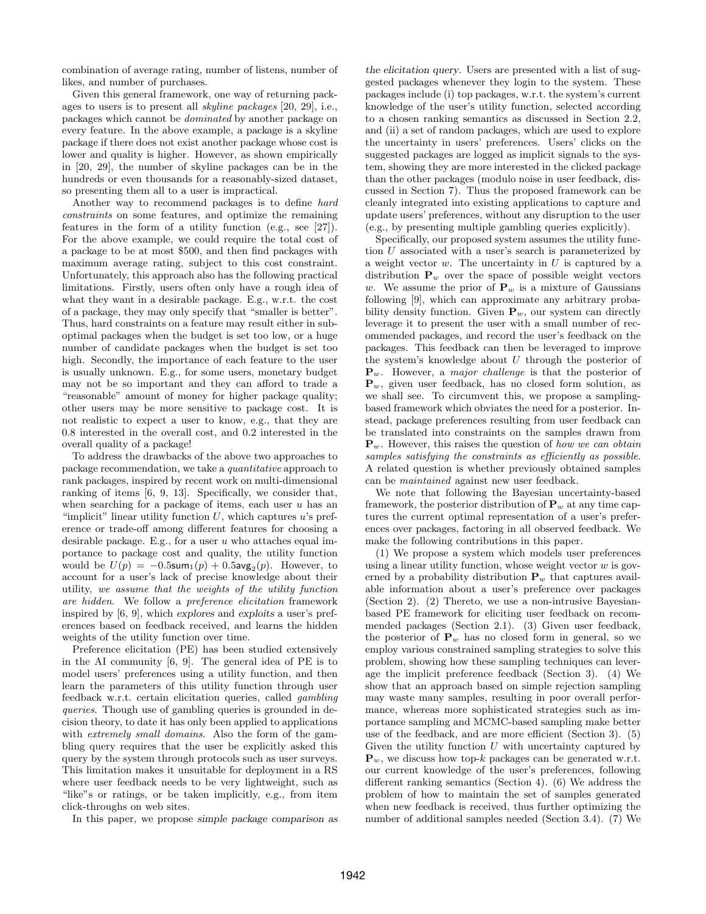combination of average rating, number of listens, number of likes, and number of purchases.

Given this general framework, one way of returning packages to users is to present all *skyline packages* [20, 29], i.e., packages which cannot be *dominated* by another package on every feature. In the above example, a package is a skyline package if there does not exist another package whose cost is lower and quality is higher. However, as shown empirically in [20, 29], the number of skyline packages can be in the hundreds or even thousands for a reasonably-sized dataset, so presenting them all to a user is impractical.

Another way to recommend packages is to define *hard constraints* on some features, and optimize the remaining features in the form of a utility function (e.g., see [27]). For the above example, we could require the total cost of a package to be at most \$500, and then find packages with maximum average rating, subject to this cost constraint. Unfortunately, this approach also has the following practical limitations. Firstly, users often only have a rough idea of what they want in a desirable package. E.g., w.r.t. the cost of a package, they may only specify that "smaller is better". Thus, hard constraints on a feature may result either in sub-optimal packages when the budget is set too low, or a huge number of candidate packages when the budget is set too high. Secondly, the importance of each feature to the user is usually unknown. E.g., for some users, monetary budget may not be so important and they can afford to trade a "reasonable" amount of money for higher package quality; other users may be more sensitive to package cost. It is not realistic to expect a user to know, e.g., that they are 0.8 interested in the overall cost, and 0.2 interested in the overall quality of a package!

To address the drawbacks of the above two approaches to package recommendation, we take a *quantitative* approach to rank packages, inspired by recent work on multi-dimensional ranking of items [6, 9, 13]. Specifically, we consider that, when searching for a package of items, each user $u$ has an "implicit" linear utility function $U$, which captures $u$'s preference or trade-off among different features for choosing a desirable package. E.g., for a user $u$ who attaches equal importance to package cost and quality, the utility function would be $U(p) = -0.5\mathsf{sum}_1(p) + 0.5\mathsf{avg}_2(p)$. However, to account for a user's lack of precise knowledge about their utility, *we assume that the weights of the utility function are hidden*. We follow a *preference elicitation* framework inspired by [6, 9], which *explores* and *exploits* a user's preferences based on feedback received, and learns the hidden weights of the utility function over time.

Preference elicitation (PE) has been studied extensively in the AI community [6, 9]. The general idea of PE is to model users' preferences using a utility function, and then learn the parameters of this utility function through user feedback w.r.t. certain elicitation queries, called *gambling queries*. Though use of gambling queries is grounded in decision theory, to date it has only been applied to applications with *extremely small domains*. Also the form of the gambling query requires that the user be explicitly asked this query by the system through protocols such as user surveys. This limitation makes it unsuitable for deployment in a RS where user feedback needs to be very lightweight, such as "like"s or ratings, or be taken implicitly, e.g., from item click-throughs on web sites.

In this paper, we propose *simple package comparison as the elicitation query*. Users are presented with a list of suggested packages whenever they login to the system. These packages include (i) top packages, w.r.t. the system's current knowledge of the user's utility function, selected according to a chosen ranking semantics as discussed in Section 2.2, and (ii) a set of random packages, which are used to explore the uncertainty in users' preferences. Users' clicks on the suggested packages are logged as implicit signals to the system, showing they are more interested in the clicked package than the other packages (modulo noise in user feedback, discussed in Section 7). Thus the proposed framework can be cleanly integrated into existing applications to capture and update users' preferences, without any disruption to the user (e.g., by presenting multiple gambling queries explicitly).

Specifically, our proposed system assumes the utility function $U$ associated with a user's search is parameterized by a weight vector $w$. The uncertainty in $U$ is captured by a distribution $\mathbf{P}_w$ over the space of possible weight vectors $w$. We assume the prior of $\mathbf{P}_w$ is a mixture of Gaussians following [9], which can approximate any arbitrary probability density function. Given $\mathbf{P}_w$, our system can directly leverage it to present the user with a small number of recommended packages, and record the user's feedback on the packages. This feedback can then be leveraged to improve the system's knowledge about $U$ through the posterior of $\mathbf{P}_w$. However, a *major challenge* is that the posterior of $\mathbf{P}_w$, given user feedback, has no closed form solution, as we shall see. To circumvent this, we propose a sampling-based framework which obviates the need for a posterior. Instead, package preferences resulting from user feedback can be translated into constraints on the samples drawn from $\mathbf{P}_w$. However, this raises the question of *how we can obtain samples satisfying the constraints as efficiently as possible*. A related question is whether previously obtained samples can be *maintained* against new user feedback.

We note that following the Bayesian uncertainty-based framework, the posterior distribution of $\mathbf{P}_w$ at any time captures the current optimal representation of a user's preferences over packages, factoring in all observed feedback. We make the following contributions in this paper.

(1) We propose a system which models user preferences using a linear utility function, whose weight vector $w$ is governed by a probability distribution $\mathbf{P}_w$ that captures available information about a user's preference over packages (Section 2). (2) Thereto, we use a non-intrusive Bayesian-based PE framework for eliciting user feedback on recommended packages (Section 2.1). (3) Given user feedback, the posterior of $\mathbf{P}_w$ has no closed form in general, so we employ various constrained sampling strategies to solve this problem, showing how these sampling techniques can leverage the implicit preference feedback (Section 3). (4) We show that an approach based on simple rejection sampling may waste many samples, resulting in poor overall performance, whereas more sophisticated strategies such as importance sampling and MCMC-based sampling make better use of the feedback, and are more efficient (Section 3). (5) Given the utility function $U$ with uncertainty captured by $\mathbf{P}_w$, we discuss how top-$k$ packages can be generated w.r.t. our current knowledge of the user's preferences, following different ranking semantics (Section 4). (6) We address the problem of how to maintain the set of samples generated when new feedback is received, thus further optimizing the number of additional samples needed (Section 3.4). (7) We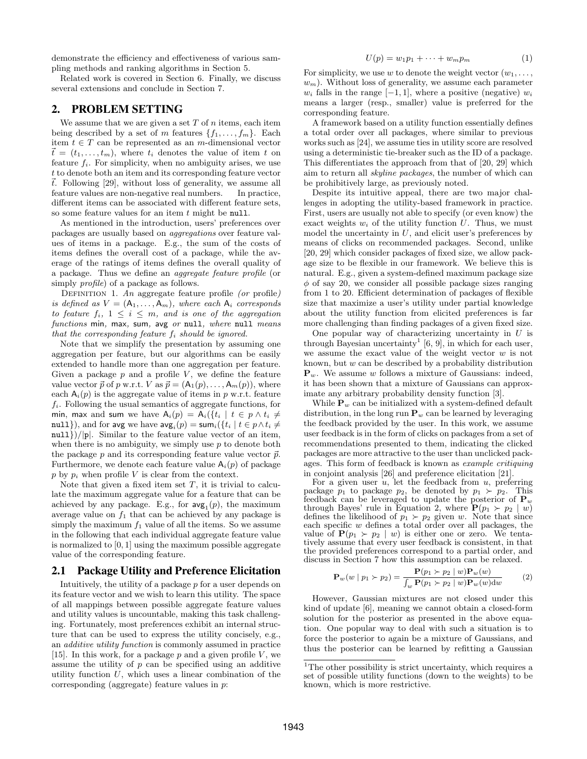demonstrate the efficiency and effectiveness of various sampling methods and ranking algorithms in Section 5.

Related work is covered in Section 6. Finally, we discuss several extensions and conclude in Section 7.

## 2. PROBLEM SETTING

We assume that we are given a set $T$ of $n$ items, each item being described by a set of $m$ features $\{f_1, \dots, f_m\}$. Each item $t \in T$ can be represented as an $m$-dimensional vector $\vec{t} = (t_1, \dots, t_m)$, where $t_i$ denotes the value of item $t$ on feature $f_i$. For simplicity, when no ambiguity arises, we use $t$ to denote both an item and its corresponding feature vector $\vec{t}$. Following [29], without loss of generality, we assume all feature values are non-negative real numbers. In practice, different items can be associated with different feature sets, so some feature values for an item $t$ might be `null`.

As mentioned in the introduction, users' preferences over packages are usually based on *aggregations* over feature values of items in a package. E.g., the sum of the costs of items defines the overall cost of a package, while the average of the ratings of items defines the overall quality of a package. Thus we define an *aggregate feature profile* (or simply *profile*) of a package as follows.

Definition 1. *An* aggregate feature profile *(or* profile*) is defined as $V = (\mathsf{A}_1, \dots, \mathsf{A}_m)$, where each $\mathsf{A}_i$ corresponds to feature $f_i$, $1 \le i \le m$, and is one of the aggregation functions* min, max, sum, avg *or* null, *where* null *means that the corresponding feature $f_i$ should be ignored.*

Note that we simplify the presentation by assuming one aggregation per feature, but our algorithms can be easily extended to handle more than one aggregation per feature. Given a package $p$ and a profile $V$, we define the feature value vector $\vec{p}$ of $p$ w.r.t. $V$ as $\vec{p} = (\mathsf{A}_1(p), \dots, \mathsf{A}_m(p))$, where each $\mathsf{A}_i(p)$ is the aggregate value of items in $p$ w.r.t. feature $f_i$. Following the usual semantics of aggregate functions, for min, max and sum we have $\mathsf{A}_i(p) = \mathsf{A}_i(\{t_i \mid t \in p \wedge t_i \neq \texttt{null}\})$, and for avg we have $\mathsf{avg}_i(p) = \mathsf{sum}_i(\{t_i \mid t \in p \wedge t_i \neq \texttt{null}\})/|\mathsf{p}|$. Similar to the feature value vector of an item, when there is no ambiguity, we simply use $p$ to denote both the package $p$ and its corresponding feature value vector $\vec{p}$. Furthermore, we denote each feature value $\mathsf{A}_i(p)$ of package $p$ by $p_i$ when profile $V$ is clear from the context.

Note that given a fixed item set $T$, it is trivial to calculate the maximum aggregate value for a feature that can be achieved by any package. E.g., for $\mathsf{avg}_1(p)$, the maximum average value on $f_1$ that can be achieved by any package is simply the maximum $f_1$ value of all the items. So we assume in the following that each individual aggregate feature value is normalized to $[0, 1]$ using the maximum possible aggregate value of the corresponding feature.

### 2.1 Package Utility and Preference Elicitation

Intuitively, the utility of a package $p$ for a user depends on its feature vector and we wish to learn this utility. The space of all mappings between possible aggregate feature values and utility values is uncountable, making this task challenging. Fortunately, most preferences exhibit an internal structure that can be used to express the utility concisely, e.g., an *additive utility function* is commonly assumed in practice [15]. In this work, for a package $p$ and a given profile $V$, we assume the utility of $p$ can be specified using an additive utility function $U$, which uses a linear combination of the corresponding (aggregate) feature values in $p$:

$$U(p) = w_1 p_1 + \dots + w_m p_m \tag{1}$$

For simplicity, we use $w$ to denote the weight vector $(w_1, \dots, w_m)$. Without loss of generality, we assume each parameter $w_i$ falls in the range $[-1, 1]$, where a positive (negative) $w_i$ means a larger (resp., smaller) value is preferred for the corresponding feature.

A framework based on a utility function essentially defines a total order over all packages, where similar to previous works such as [24], we assume ties in utility score are resolved using a deterministic tie-breaker such as the ID of a package. This differentiates the approach from that of [20, 29] which aim to return all *skyline packages*, the number of which can be prohibitively large, as previously noted.

Despite its intuitive appeal, there are two major challenges in adopting the utility-based framework in practice. First, users are usually not able to specify (or even know) the exact weights $w_i$ of the utility function $U$. Thus, we must model the uncertainty in $U$, and elicit user's preferences by means of clicks on recommended packages. Second, unlike [20, 29] which consider packages of fixed size, we allow package size to be flexible in our framework. We believe this is natural. E.g., given a system-defined maximum package size $\phi$ of say 20, we consider all possible package sizes ranging from 1 to 20. Efficient determination of packages of flexible size that maximize a user's utility under partial knowledge about the utility function from elicited preferences is far more challenging than finding packages of a given fixed size.

One popular way of characterizing uncertainty in $U$ is through Bayesian uncertainty[1] [6, 9], in which for each user, we assume the exact value of the weight vector $w$ is not known, but $w$ can be described by a probability distribution $\mathbf{P}_w$. We assume $w$ follows a mixture of Gaussians: indeed, it has been shown that a mixture of Gaussians can approximate any arbitrary probability density function [3].

While $\mathbf{P}_w$ can be initialized with a system-defined default distribution, in the long run $\mathbf{P}_w$ can be learned by leveraging the feedback provided by the user. In this work, we assume user feedback is in the form of clicks on packages from a set of recommendations presented to them, indicating the clicked packages are more attractive to the user than unclicked packages. This form of feedback is known as *example critiquing* in conjoint analysis [26] and preference elicitation [21].

For a given user $u$, let the feedback from $u$, preferring package $p_1$ to package $p_2$, be denoted by $p_1 \succ p_2$. This feedback can be leveraged to update the posterior of $\mathbf{P}_w$ through Bayes' rule in Equation 2, where $\mathbf{P}(p_1 \succ p_2 \mid w)$ defines the likelihood of $p_1 \succ p_2$ given $w$. Note that since each specific $w$ defines a total order over all packages, the value of $\mathbf{P}(p_1 \succ p_2 \mid w)$ is either one or zero. We tentatively assume that every user feedback is consistent, in that the provided preferences correspond to a partial order, and discuss in Section 7 how this assumption can be relaxed.

$$\mathbf{P}_w(w \mid p_1 \succ p_2) = \frac{\mathbf{P}(p_1 \succ p_2 \mid w)\mathbf{P}_w(w)}{\int_w \mathbf{P}(p_1 \succ p_2 \mid w)\mathbf{P}_w(w)\mathrm{d}w} \tag{2}$$

However, Gaussian mixtures are not closed under this kind of update [6], meaning we cannot obtain a closed-form solution for the posterior as presented in the above equation. One popular way to deal with such a situation is to force the posterior to again be a mixture of Gaussians, and thus the posterior can be learned by refitting a Gaussian

[1] The other possibility is strict uncertainty, which requires a set of possible utility functions (down to the weights) to be known, which is more restrictive.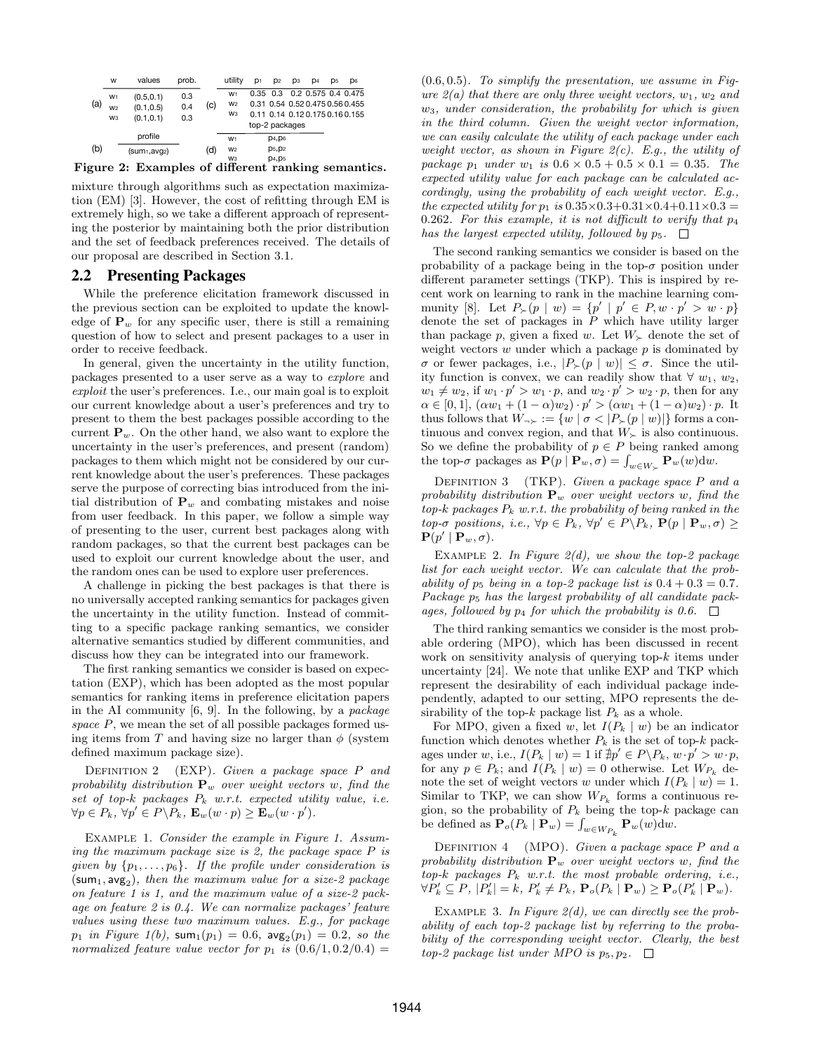| | w | values | prob. |
|---|---|---|---|
| (a) | $w_1$ | (0.5,0.1) | 0.3 |
| | $w_2$ | (0.1,0.5) | 0.4 |
| | $w_3$ | (0.1,0.1) | 0.3 |

| | profile |
|---|---|
| (b) | ($\mathsf{sum}_1$,$\mathsf{avg}_2$) |

| | utility | $p_1$ | $p_2$ | $p_3$ | $p_4$ | $p_5$ | $p_6$ |
|---|---|---|---|---|---|---|---|
| (c) | $w_1$ | 0.35 | 0.3 | 0.2 | 0.575 | 0.4 | 0.475 |
| | $w_2$ | 0.31 | 0.54 | 0.52 | 0.475 | 0.56 | 0.455 |
| | $w_3$ | 0.11 | 0.14 | 0.12 | 0.175 | 0.16 | 0.155 |

| | | top-2 packages |
|---|---|---|
| (d) | $w_1$ | $p_4,p_6$ |
| | $w_2$ | $p_5,p_2$ |
| | $w_3$ | $p_4,p_5$ |

**Figure 2: Examples of different ranking semantics.**

mixture through algorithms such as expectation maximization (EM) [3]. However, the cost of refitting through EM is extremely high, so we take a different approach of representing the posterior by maintaining both the prior distribution and the set of feedback preferences received. The details of our proposal are described in Section 3.1.

## 2.2 Presenting Packages

While the preference elicitation framework discussed in the previous section can be exploited to update the knowledge of $\mathbf{P}_w$ for any specific user, there is still a remaining question of how to select and present packages to a user in order to receive feedback.

In general, given the uncertainty in the utility function, packages presented to a user serve as a way to *explore* and *exploit* the user's preferences. I.e., our main goal is to exploit our current knowledge about a user's preferences and try to present to them the best packages possible according to the current $\mathbf{P}_w$. On the other hand, we also want to explore the uncertainty in the user's preferences, and present (random) packages to them which might not be considered by our current knowledge about the user's preferences. These packages serve the purpose of correcting bias introduced from the initial distribution of $\mathbf{P}_w$ and combating mistakes and noise from user feedback. In this paper, we follow a simple way of presenting to the user, current best packages along with random packages, so that the current best packages can be used to exploit our current knowledge about the user, and the random ones can be used to explore user preferences.

A challenge in picking the best packages is that there is no universally accepted ranking semantics for packages given the uncertainty in the utility function. Instead of committing to a specific package ranking semantics, we consider alternative semantics studied by different communities, and discuss how they can be integrated into our framework.

The first ranking semantics we consider is based on expectation (EXP), which has been adopted as the most popular semantics for ranking items in preference elicitation papers in the AI community [6, 9]. In the following, by a *package space* $P$, we mean the set of all possible packages formed using items from $T$ and having size no larger than $\phi$ (system defined maximum package size).

Definition 2 (EXP). *Given a package space $P$ and probability distribution $\mathbf{P}_w$ over weight vectors $w$, find the set of top-k packages $P_k$ w.r.t. expected utility value, i.e. $\forall p \in P_k$, $\forall p' \in P \backslash P_k$, $\mathbf{E}_w(w \cdot p) \geq \mathbf{E}_w(w \cdot p')$.*

Example 1. *Consider the example in Figure 1. Assuming the maximum package size is 2, the package space $P$ is given by $\{p_1, \ldots, p_6\}$. If the profile under consideration is ($\mathsf{sum}_1$, $\mathsf{avg}_2$), then the maximum value for a size-2 package on feature 1 is 1, and the maximum value of a size-2 package on feature 2 is 0.4. We can normalize packages' feature values using these two maximum values. E.g., for package $p_1$ in Figure 1(b), $\mathsf{sum}_1(p_1) = 0.6$, $\mathsf{avg}_2(p_1) = 0.2$, so the normalized feature value vector for $p_1$ is $(0.6/1, 0.2/0.4) = (0.6, 0.5)$. To simplify the presentation, we assume in Figure 2(a) that there are only three weight vectors, $w_1$, $w_2$ and $w_3$, under consideration, the probability for which is given in the third column. Given the weight vector information, we can easily calculate the utility of each package under each weight vector, as shown in Figure 2(c). E.g., the utility of package $p_1$ under $w_1$ is $0.6 \times 0.5 + 0.5 \times 0.1 = 0.35$. The expected utility value for each package can be calculated accordingly, using the probability of each weight vector. E.g., the expected utility for $p_1$ is $0.35 \times 0.3 + 0.31 \times 0.4 + 0.11 \times 0.3 = 0.262$. For this example, it is not difficult to verify that $p_4$ has the largest expected utility, followed by $p_5$.* □

The second ranking semantics we consider is based on the probability of a package being in the top-$\sigma$ position under different parameter settings (TKP). This is inspired by recent work on learning to rank in the machine learning community [8]. Let $P_{\succ}(p \mid w) = \{p' \mid p' \in P, w \cdot p' > w \cdot p\}$ denote the set of packages in $P$ which have utility larger than package $p$, given a fixed $w$. Let $W_{\succ}$ denote the set of weight vectors $w$ under which a package $p$ is dominated by $\sigma$ or fewer packages, i.e., $|P_{\succ}(p \mid w)| \leq \sigma$. Since the utility function is convex, we can readily show that $\forall$ $w_1$, $w_2$, $w_1 \neq w_2$, if $w_1 \cdot p' > w_1 \cdot p$, and $w_2 \cdot p' > w_2 \cdot p$, then for any $\alpha \in [0, 1]$, $(\alpha w_1 + (1-\alpha) w_2) \cdot p' > (\alpha w_1 + (1-\alpha) w_2) \cdot p$. It thus follows that $W_{\neg\succ} := \{w \mid \sigma < |P_{\succ}(p \mid w)|\}$ forms a continuous and convex region, and that $W_{\succ}$ is also continuous. So we define the probability of $p \in P$ being ranked among the top-$\sigma$ packages as $\mathbf{P}(p \mid \mathbf{P}_w, \sigma) = \int_{w \in W_{\succ}} \mathbf{P}_w(w) \mathrm{d}w$.

Definition 3 (TKP). *Given a package space $P$ and a probability distribution $\mathbf{P}_w$ over weight vectors $w$, find the top-k packages $P_k$ w.r.t. the probability of being ranked in the top-$\sigma$ positions, i.e., $\forall p \in P_k$, $\forall p' \in P \backslash P_k$, $\mathbf{P}(p \mid \mathbf{P}_w, \sigma) \geq \mathbf{P}(p' \mid \mathbf{P}_w, \sigma)$.*

Example 2. *In Figure 2(d), we show the top-2 package list for each weight vector. We can calculate that the probability of $p_5$ being in a top-2 package list is $0.4 + 0.3 = 0.7$. Package $p_5$ has the largest probability of all candidate packages, followed by $p_4$ for which the probability is 0.6.* □

The third ranking semantics we consider is the most probable ordering (MPO), which has been discussed in recent work on sensitivity analysis of querying top-$k$ items under uncertainty [24]. We note that unlike EXP and TKP which represent the desirability of each individual package independently, adapted to our setting, MPO represents the desirability of the top-$k$ package list $P_k$ as a whole.

For MPO, given a fixed $w$, let $I(P_k \mid w)$ be an indicator function which denotes whether $P_k$ is the set of top-$k$ packages under $w$, i.e., $I(P_k \mid w) = 1$ if $\nexists p' \in P \backslash P_k, w \cdot p' > w \cdot p$, for any $p \in P_k$; and $I(P_k \mid w) = 0$ otherwise. Let $W_{P_k}$ denote the set of weight vectors $w$ under which $I(P_k \mid w) = 1$. Similar to TKP, we can show $W_{P_k}$ forms a continuous region, so the probability of $P_k$ being the top-$k$ package can be defined as $\mathbf{P}_o(P_k \mid \mathbf{P}_w) = \int_{w \in W_{P_k}} \mathbf{P}_w(w) \mathrm{d}w$.

Definition 4 (MPO). *Given a package space $P$ and a probability distribution $\mathbf{P}_w$ over weight vectors $w$, find the top-k packages $P_k$ w.r.t. the most probable ordering, i.e., $\forall P'_k \subseteq P$, $|P'_k| = k$, $P'_k \neq P_k$, $\mathbf{P}_o(P_k \mid \mathbf{P}_w) \geq \mathbf{P}_o(P'_k \mid \mathbf{P}_w)$.*

Example 3. *In Figure 2(d), we can directly see the probability of each top-2 package list by referring to the probability of the corresponding weight vector. Clearly, the best top-2 package list under MPO is $p_5, p_2$.* □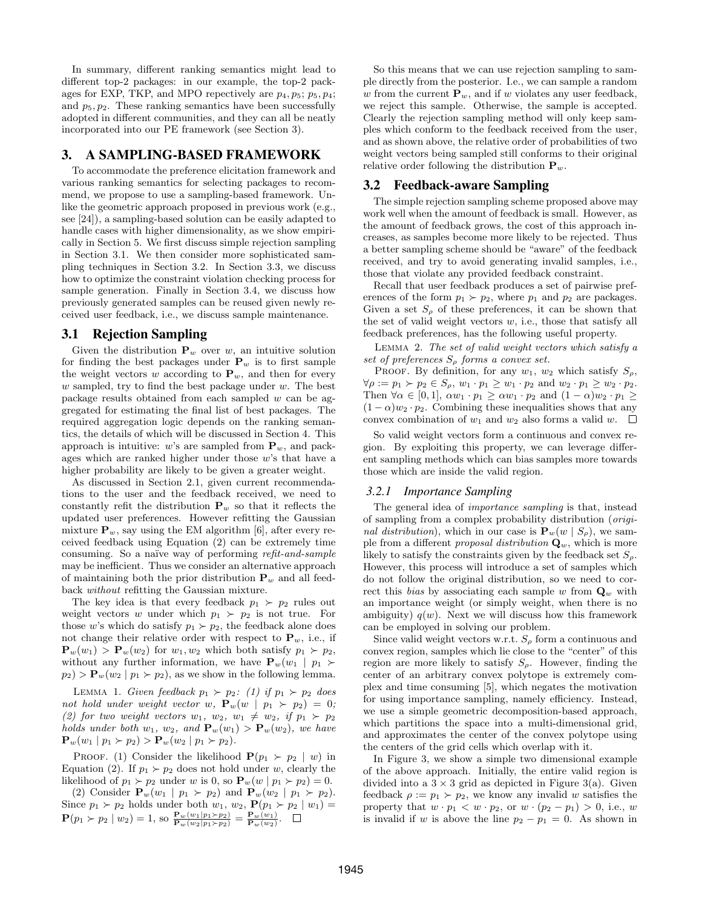In summary, different ranking semantics might lead to different top-2 packages: in our example, the top-2 packages for EXP, TKP, and MPO repectively are $p_4, p_5$; $p_5, p_4$; and $p_5, p_2$. These ranking semantics have been successfully adopted in different communities, and they can all be neatly incorporated into our PE framework (see Section 3).

## 3. A SAMPLING-BASED FRAMEWORK

To accommodate the preference elicitation framework and various ranking semantics for selecting packages to recommend, we propose to use a sampling-based framework. Unlike the geometric approach proposed in previous work (e.g., see [24]), a sampling-based solution can be easily adapted to handle cases with higher dimensionality, as we show empirically in Section 5. We first discuss simple rejection sampling in Section 3.1. We then consider more sophisticated sampling techniques in Section 3.2. In Section 3.3, we discuss how to optimize the constraint violation checking process for sample generation. Finally in Section 3.4, we discuss how previously generated samples can be reused given newly received user feedback, i.e., we discuss sample maintenance.

### 3.1 Rejection Sampling

Given the distribution $\mathbf{P}_w$ over $w$, an intuitive solution for finding the best packages under $\mathbf{P}_w$ is to first sample the weight vectors $w$ according to $\mathbf{P}_w$, and then for every $w$ sampled, try to find the best package under $w$. The best package results obtained from each sampled $w$ can be aggregated for estimating the final list of best packages. The required aggregation logic depends on the ranking semantics, the details of which will be discussed in Section 4. This approach is intuitive: $w$'s are sampled from $\mathbf{P}_w$, and packages which are ranked higher under those $w$'s that have a higher probability are likely to be given a greater weight.

As discussed in Section 2.1, given current recommendations to the user and the feedback received, we need to constantly refit the distribution $\mathbf{P}_w$ so that it reflects the updated user preferences. However refitting the Gaussian mixture $\mathbf{P}_w$, say using the EM algorithm [6], after every received feedback using Equation (2) can be extremely time consuming. So a naïve way of performing *refit-and-sample* may be inefficient. Thus we consider an alternative approach of maintaining both the prior distribution $\mathbf{P}_w$ and all feedback *without* refitting the Gaussian mixture.

The key idea is that every feedback $p_1 \succ p_2$ rules out weight vectors $w$ under which $p_1 \succ p_2$ is not true. For those $w$'s which do satisfy $p_1 \succ p_2$, the feedback alone does not change their relative order with respect to $\mathbf{P}_w$, i.e., if $\mathbf{P}_w(w_1) > \mathbf{P}_w(w_2)$ for $w_1, w_2$ which both satisfy $p_1 \succ p_2$, without any further information, we have $\mathbf{P}_w(w_1 \mid p_1 \succ p_2) > \mathbf{P}_w(w_2 \mid p_1 \succ p_2)$, as we show in the following lemma.

LEMMA 1. *Given feedback $p_1 \succ p_2$: (1) if $p_1 \succ p_2$ does not hold under weight vector $w$, $\mathbf{P}_w(w \mid p_1 \succ p_2) = 0$; (2) for two weight vectors $w_1$, $w_2$, $w_1 \neq w_2$, if $p_1 \succ p_2$ holds under both $w_1$, $w_2$, and $\mathbf{P}_w(w_1) > \mathbf{P}_w(w_2)$, we have $\mathbf{P}_w(w_1 \mid p_1 \succ p_2) > \mathbf{P}_w(w_2 \mid p_1 \succ p_2)$.*

PROOF. (1) Consider the likelihood $\mathbf{P}(p_1 \succ p_2 \mid w)$ in Equation (2). If $p_1 \succ p_2$ does not hold under $w$, clearly the likelihood of $p_1 \succ p_2$ under $w$ is 0, so $\mathbf{P}_w(w \mid p_1 \succ p_2) = 0$.

(2) Consider $\mathbf{P}_w(w_1 \mid p_1 \succ p_2)$ and $\mathbf{P}_w(w_2 \mid p_1 \succ p_2)$. Since $p_1 \succ p_2$ holds under both $w_1$, $w_2$, $\mathbf{P}(p_1 \succ p_2 \mid w_1) = \mathbf{P}(p_1 \succ p_2 \mid w_2) = 1$, so $\frac{\mathbf{P}_w(w_1 \mid p_1 \succ p_2)}{\mathbf{P}_w(w_2 \mid p_1 \succ p_2)} = \frac{\mathbf{P}_w(w_1)}{\mathbf{P}_w(w_2)}$. □

So this means that we can use rejection sampling to sample directly from the posterior. I.e., we can sample a random $w$ from the current $\mathbf{P}_w$, and if $w$ violates any user feedback, we reject this sample. Otherwise, the sample is accepted. Clearly the rejection sampling method will only keep samples which conform to the feedback received from the user, and as shown above, the relative order of probabilities of two weight vectors being sampled still conforms to their original relative order following the distribution $\mathbf{P}_w$.

### 3.2 Feedback-aware Sampling

The simple rejection sampling scheme proposed above may work well when the amount of feedback is small. However, as the amount of feedback grows, the cost of this approach increases, as samples become more likely to be rejected. Thus a better sampling scheme should be "aware" of the feedback received, and try to avoid generating invalid samples, i.e., those that violate any provided feedback constraint.

Recall that user feedback produces a set of pairwise preferences of the form $p_1 \succ p_2$, where $p_1$ and $p_2$ are packages. Given a set $S_\rho$ of these preferences, it can be shown that the set of valid weight vectors $w$, i.e., those that satisfy all feedback preferences, has the following useful property.

LEMMA 2. *The set of valid weight vectors which satisfy a set of preferences $S_\rho$ forms a convex set.*

PROOF. By definition, for any $w_1$, $w_2$ which satisfy $S_\rho$, $\forall \rho := p_1 \succ p_2 \in S_\rho$, $w_1 \cdot p_1 \geq w_1 \cdot p_2$ and $w_2 \cdot p_1 \geq w_2 \cdot p_2$. Then $\forall \alpha \in [0, 1]$, $\alpha w_1 \cdot p_1 \geq \alpha w_1 \cdot p_2$ and $(1-\alpha)w_2 \cdot p_1 \geq (1-\alpha)w_2 \cdot p_2$. Combining these inequalities shows that any convex combination of $w_1$ and $w_2$ also forms a valid $w$. □

So valid weight vectors form a continuous and convex region. By exploiting this property, we can leverage different sampling methods which can bias samples more towards those which are inside the valid region.

#### 3.2.1 Importance Sampling

The general idea of *importance sampling* is that, instead of sampling from a complex probability distribution (*original distribution*), which in our case is $\mathbf{P}_w(w \mid S_\rho)$, we sample from a different *proposal distribution* $\mathbf{Q}_w$, which is more likely to satisfy the constraints given by the feedback set $S_\rho$. However, this process will introduce a set of samples which do not follow the original distribution, so we need to correct this *bias* by associating each sample $w$ from $\mathbf{Q}_w$ with an importance weight (or simply weight, when there is no ambiguity) $q(w)$. Next we will discuss how this framework can be employed in solving our problem.

Since valid weight vectors w.r.t. $S_\rho$ form a continuous and convex region, samples which lie close to the "center" of this region are more likely to satisfy $S_\rho$. However, finding the center of an arbitrary convex polytope is extremely complex and time consuming [5], which negates the motivation for using importance sampling, namely efficiency. Instead, we use a simple geometric decomposition-based approach, which partitions the space into a multi-dimensional grid, and approximates the center of the convex polytope using the centers of the grid cells which overlap with it.

In Figure 3, we show a simple two dimensional example of the above approach. Initially, the entire valid region is divided into a $3 \times 3$ grid as depicted in Figure 3(a). Given feedback $\rho := p_1 \succ p_2$, we know any invalid $w$ satisfies the property that $w \cdot p_1 < w \cdot p_2$, or $w \cdot (p_2 - p_1) > 0$, i.e., $w$ is invalid if $w$ is above the line $p_2 - p_1 = 0$. As shown in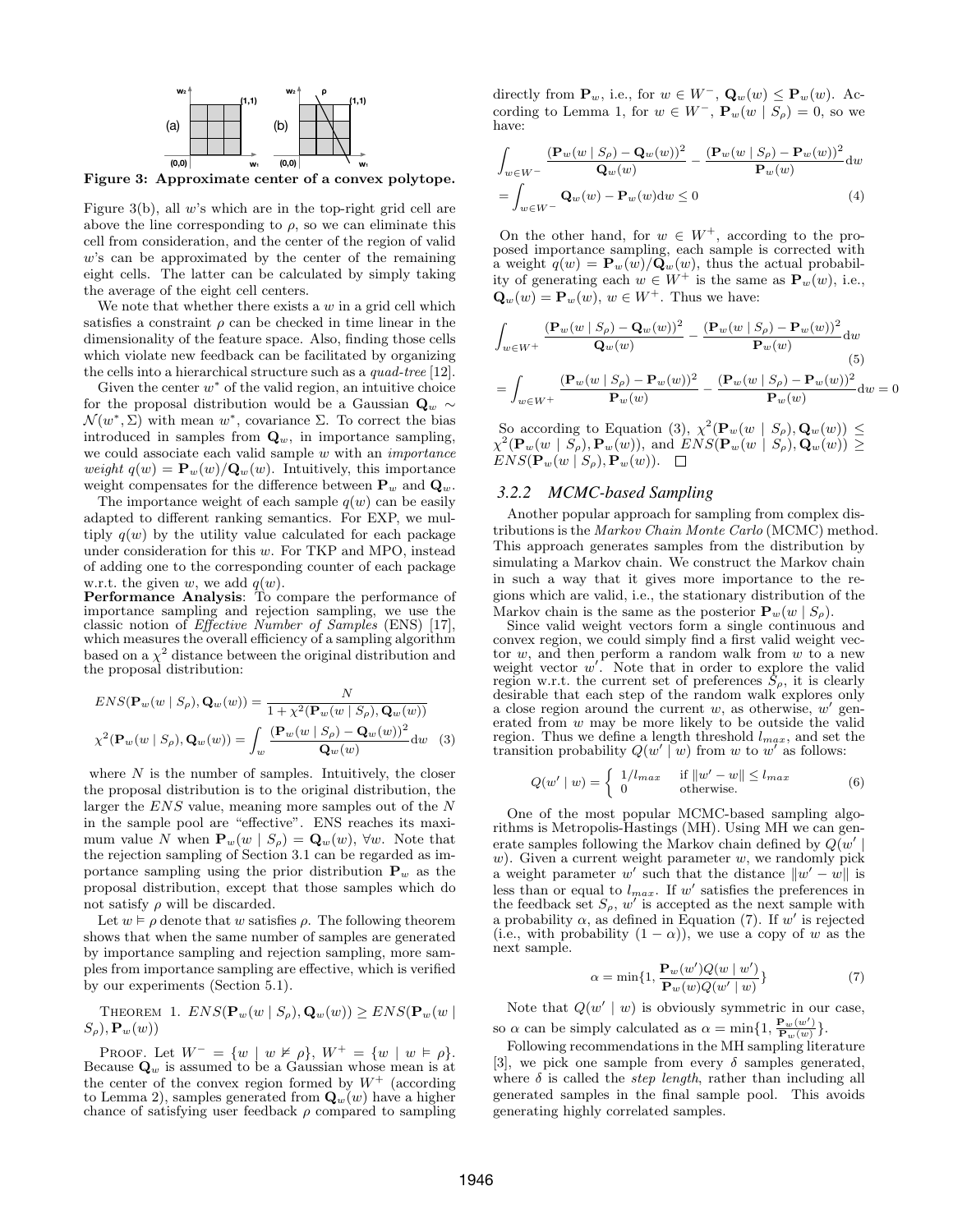(a) (b)

$w_2$ $(1,1)$ $(0,0)$ $w_1$ $w_2$ $\rho$ $(1,1)$ $(0,0)$ $w_1$

**Figure 3: Approximate center of a convex polytope.**

Figure 3(b), all $w$'s which are in the top-right grid cell are above the line corresponding to $\rho$, so we can eliminate this cell from consideration, and the center of the region of valid $w$'s can be approximated by the center of the remaining eight cells. The latter can be calculated by simply taking the average of the eight cell centers.

We note that whether there exists a $w$ in a grid cell which satisfies a constraint $\rho$ can be checked in time linear in the dimensionality of the feature space. Also, finding those cells which violate new feedback can be facilitated by organizing the cells into a hierarchical structure such as a *quad-tree* [12].

Given the center $w^*$ of the valid region, an intuitive choice for the proposal distribution would be a Gaussian $\mathbf{Q}_w \sim \mathcal{N}(w^*, \Sigma)$ with mean $w^*$, covariance $\Sigma$. To correct the bias introduced in samples from $\mathbf{Q}_w$, in importance sampling, we could associate each valid sample $w$ with an *importance weight* $q(w) = \mathbf{P}_w(w)/\mathbf{Q}_w(w)$. Intuitively, this importance weight compensates for the difference between $\mathbf{P}_w$ and $\mathbf{Q}_w$.

The importance weight of each sample $q(w)$ can be easily adapted to different ranking semantics. For EXP, we multiply $q(w)$ by the utility value calculated for each package under consideration for this $w$. For TKP and MPO, instead of adding one to the corresponding counter of each package w.r.t. the given $w$, we add $q(w)$.

**Performance Analysis**: To compare the performance of importance sampling and rejection sampling, we use the classic notion of *Effective Number of Samples* (ENS) [17], which measures the overall efficiency of a sampling algorithm based on a $\chi^2$ distance between the original distribution and the proposal distribution:

$$ENS(\mathbf{P}_w(w \mid S_\rho), \mathbf{Q}_w(w)) = \frac{N}{1 + \chi^2(\mathbf{P}_w(w \mid S_\rho), \mathbf{Q}_w(w))}$$

$$\chi^2(\mathbf{P}_w(w \mid S_\rho), \mathbf{Q}_w(w)) = \int_w \frac{(\mathbf{P}_w(w \mid S_\rho) - \mathbf{Q}_w(w))^2}{\mathbf{Q}_w(w)} \mathrm{d}w \quad (3)$$

where $N$ is the number of samples. Intuitively, the closer the proposal distribution is to the original distribution, the larger the $ENS$ value, meaning more samples out of the $N$ in the sample pool are "effective". ENS reaches its maximum value $N$ when $\mathbf{P}_w(w \mid S_\rho) = \mathbf{Q}_w(w)$, $\forall w$. Note that the rejection sampling of Section 3.1 can be regarded as importance sampling using the prior distribution $\mathbf{P}_w$ as the proposal distribution, except that those samples which do not satisfy $\rho$ will be discarded.

Let $w \vDash \rho$ denote that $w$ satisfies $\rho$. The following theorem shows that when the same number of samples are generated by importance sampling and rejection sampling, more samples from importance sampling are effective, which is verified by our experiments (Section 5.1).

THEOREM 1. $ENS(\mathbf{P}_w(w \mid S_\rho), \mathbf{Q}_w(w)) \geq ENS(\mathbf{P}_w(w \mid S_\rho), \mathbf{P}_w(w))$

PROOF. Let $W^- = \{w \mid w \nvDash \rho\}$, $W^+ = \{w \mid w \vDash \rho\}$. Because $\mathbf{Q}_w$ is assumed to be a Gaussian whose mean is at the center of the convex region formed by $W^+$ (according to Lemma 2), samples generated from $\mathbf{Q}_w(w)$ have a higher chance of satisfying user feedback $\rho$ compared to sampling directly from $\mathbf{P}_w$, i.e., for $w \in W^-$, $\mathbf{Q}_w(w) \leq \mathbf{P}_w(w)$. According to Lemma 1, for $w \in W^-$, $\mathbf{P}_w(w \mid S_\rho) = 0$, so we have:

$$\int_{w \in W^-} \frac{(\mathbf{P}_w(w \mid S_\rho) - \mathbf{Q}_w(w))^2}{\mathbf{Q}_w(w)} - \frac{(\mathbf{P}_w(w \mid S_\rho) - \mathbf{P}_w(w))^2}{\mathbf{P}_w(w)} \mathrm{d}w$$
$$= \int_{w \in W^-} \mathbf{Q}_w(w) - \mathbf{P}_w(w) \mathrm{d}w \leq 0 \quad (4)$$

On the other hand, for $w \in W^+$, according to the proposed importance sampling, each sample is corrected with a weight $q(w) = \mathbf{P}_w(w)/\mathbf{Q}_w(w)$, thus the actual probability of generating each $w \in W^+$ is the same as $\mathbf{P}_w(w)$, i.e., $\mathbf{Q}_w(w) = \mathbf{P}_w(w)$, $w \in W^+$. Thus we have:

$$\int_{w \in W^+} \frac{(\mathbf{P}_w(w \mid S_\rho) - \mathbf{Q}_w(w))^2}{\mathbf{Q}_w(w)} - \frac{(\mathbf{P}_w(w \mid S_\rho) - \mathbf{P}_w(w))^2}{\mathbf{P}_w(w)} \mathrm{d}w \quad (5)$$
$$= \int_{w \in W^+} \frac{(\mathbf{P}_w(w \mid S_\rho) - \mathbf{P}_w(w))^2}{\mathbf{P}_w(w)} - \frac{(\mathbf{P}_w(w \mid S_\rho) - \mathbf{P}_w(w))^2}{\mathbf{P}_w(w)} \mathrm{d}w = 0$$

So according to Equation (3), $\chi^2(\mathbf{P}_w(w \mid S_\rho), \mathbf{Q}_w(w)) \leq \chi^2(\mathbf{P}_w(w \mid S_\rho), \mathbf{P}_w(w))$, and $ENS(\mathbf{P}_w(w \mid S_\rho), \mathbf{Q}_w(w)) \geq ENS(\mathbf{P}_w(w \mid S_\rho), \mathbf{P}_w(w))$. □

### 3.2.2 MCMC-based Sampling

Another popular approach for sampling from complex distributions is the *Markov Chain Monte Carlo* (MCMC) method. This approach generates samples from the distribution by simulating a Markov chain. We construct the Markov chain in such a way that it gives more importance to the regions which are valid, i.e., the stationary distribution of the Markov chain is the same as the posterior $\mathbf{P}_w(w \mid S_\rho)$.

Since valid weight vectors form a single continuous and convex region, we could simply find a first valid weight vector $w$, and then perform a random walk from $w$ to a new weight vector $w'$. Note that in order to explore the valid region w.r.t. the current set of preferences $S_\rho$, it is clearly desirable that each step of the random walk explores only a close region around the current $w$, as otherwise, $w'$ generated from $w$ may be more likely to be outside the valid region. Thus we define a length threshold $l_{max}$, and set the transition probability $Q(w' \mid w)$ from $w$ to $w'$ as follows:

$$Q(w' \mid w) = \begin{cases} 1/l_{max} & \text{if } \|w' - w\| \leq l_{max} \\ 0 & \text{otherwise.} \end{cases} \quad (6)$$

One of the most popular MCMC-based sampling algorithms is Metropolis-Hastings (MH). Using MH we can generate samples following the Markov chain defined by $Q(w' \mid w)$. Given a current weight parameter $w$, we randomly pick a weight parameter $w'$ such that the distance $\|w' - w\|$ is less than or equal to $l_{max}$. If $w'$ satisfies the preferences in the feedback set $S_\rho$, $w'$ is accepted as the next sample with a probability $\alpha$, as defined in Equation (7). If $w'$ is rejected (i.e., with probability $(1 - \alpha)$), we use a copy of $w$ as the next sample.

$$\alpha = \min\{1, \frac{\mathbf{P}_w(w')Q(w \mid w')}{\mathbf{P}_w(w)Q(w' \mid w)}\} \quad (7)$$

Note that $Q(w' \mid w)$ is obviously symmetric in our case, so $\alpha$ can be simply calculated as $\alpha = \min\{1, \frac{\mathbf{P}_w(w')}{\mathbf{P}_w(w)}\}$.

Following recommendations in the MH sampling literature [3], we pick one sample from every $\delta$ samples generated, where $\delta$ is called the *step length*, rather than including all generated samples in the final sample pool. This avoids generating highly correlated samples.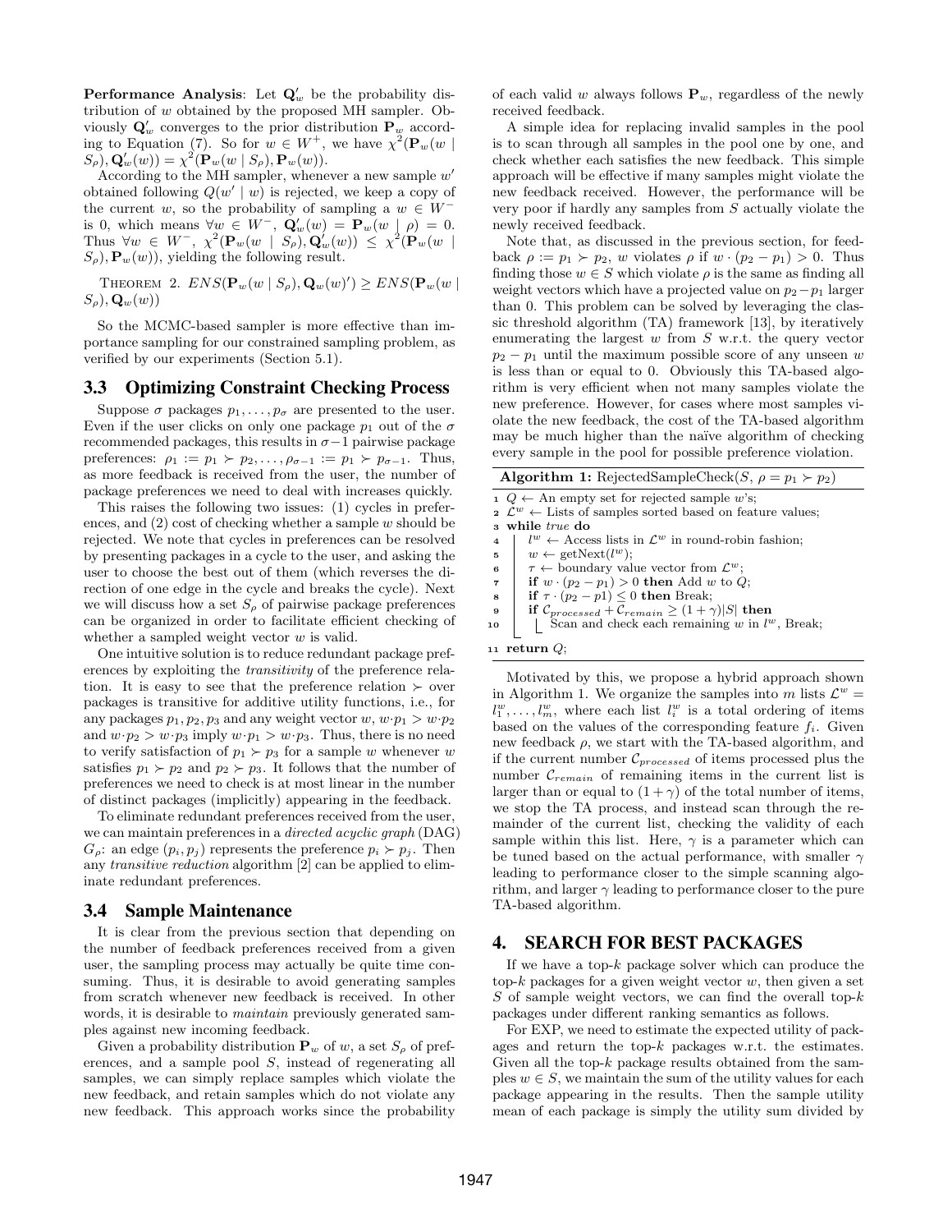**Performance Analysis**: Let $\mathbf{Q}'_w$ be the probability distribution of $w$ obtained by the proposed MH sampler. Obviously $\mathbf{Q}'_w$ converges to the prior distribution $\mathbf{P}_w$ according to Equation (7). So for $w \in W^+$, we have $\chi^2(\mathbf{P}_w(w \mid S_\rho), \mathbf{Q}'_w(w)) = \chi^2(\mathbf{P}_w(w \mid S_\rho), \mathbf{P}_w(w))$.

According to the MH sampler, whenever a new sample $w'$ obtained following $Q(w' \mid w)$ is rejected, we keep a copy of the current $w$, so the probability of sampling a $w \in W^-$ is 0, which means $\forall w \in W^-$, $\mathbf{Q}'_w(w) = \mathbf{P}_w(w \mid \rho) = 0$. Thus $\forall w \in W^-$, $\chi^2(\mathbf{P}_w(w \mid S_\rho), \mathbf{Q}'_w(w)) \leq \chi^2(\mathbf{P}_w(w \mid S_\rho), \mathbf{P}_w(w))$, yielding the following result.

THEOREM 2. $ENS(\mathbf{P}_w(w \mid S_\rho), \mathbf{Q}_w(w)') \geq ENS(\mathbf{P}_w(w \mid S_\rho), \mathbf{Q}_w(w))$

So the MCMC-based sampler is more effective than importance sampling for our constrained sampling problem, as verified by our experiments (Section 5.1).

### 3.3 Optimizing Constraint Checking Process

Suppose $\sigma$ packages $p_1, \ldots, p_\sigma$ are presented to the user. Even if the user clicks on only one package $p_1$ out of the $\sigma$ recommended packages, this results in $\sigma-1$ pairwise package preferences: $\rho_1 := p_1 \succ p_2, \ldots, \rho_{\sigma-1} := p_1 \succ p_{\sigma-1}$. Thus, as more feedback is received from the user, the number of package preferences we need to deal with increases quickly.

This raises the following two issues: (1) cycles in preferences, and (2) cost of checking whether a sample $w$ should be rejected. We note that cycles in preferences can be resolved by presenting packages in a cycle to the user, and asking the user to choose the best out of them (which reverses the direction of one edge in the cycle and breaks the cycle). Next we will discuss how a set $S_\rho$ of pairwise package preferences can be organized in order to facilitate efficient checking of whether a sampled weight vector $w$ is valid.

One intuitive solution is to reduce redundant package preferences by exploiting the *transitivity* of the preference relation. It is easy to see that the preference relation $\succ$ over packages is transitive for additive utility functions, i.e., for any packages $p_1, p_2, p_3$ and any weight vector $w$, $w \cdot p_1 > w \cdot p_2$ and $w \cdot p_2 > w \cdot p_3$ imply $w \cdot p_1 > w \cdot p_3$. Thus, there is no need to verify satisfaction of $p_1 \succ p_3$ for a sample $w$ whenever $w$ satisfies $p_1 \succ p_2$ and $p_2 \succ p_3$. It follows that the number of preferences we need to check is at most linear in the number of distinct packages (implicitly) appearing in the feedback.

To eliminate redundant preferences received from the user, we can maintain preferences in a *directed acyclic graph* (DAG) $G_\rho$: an edge $(p_i, p_j)$ represents the preference $p_i \succ p_j$. Then any *transitive reduction* algorithm [2] can be applied to eliminate redundant preferences.

### 3.4 Sample Maintenance

It is clear from the previous section that depending on the number of feedback preferences received from a given user, the sampling process may actually be quite time consuming. Thus, it is desirable to avoid generating samples from scratch whenever new feedback is received. In other words, it is desirable to *maintain* previously generated samples against new incoming feedback.

Given a probability distribution $\mathbf{P}_w$ of $w$, a set $S_\rho$ of preferences, and a sample pool $S$, instead of regenerating all samples, we can simply replace samples which violate the new feedback, and retain samples which do not violate any new feedback. This approach works since the probability of each valid $w$ always follows $\mathbf{P}_w$, regardless of the newly received feedback.

A simple idea for replacing invalid samples in the pool is to scan through all samples in the pool one by one, and check whether each satisfies the new feedback. This simple approach will be effective if many samples might violate the new feedback received. However, the performance will be very poor if hardly any samples from $S$ actually violate the newly received feedback.

Note that, as discussed in the previous section, for feedback $\rho := p_1 \succ p_2$, $w$ violates $\rho$ if $w \cdot (p_2 - p_1) > 0$. Thus finding those $w \in S$ which violate $\rho$ is the same as finding all weight vectors which have a projected value on $p_2 - p_1$ larger than 0. This problem can be solved by leveraging the classic threshold algorithm (TA) framework [13], by iteratively enumerating the largest $w$ from $S$ w.r.t. the query vector $p_2 - p_1$ until the maximum possible score of any unseen $w$ is less than or equal to 0. Obviously this TA-based algorithm is very efficient when not many samples violate the new preference. However, for cases where most samples violate the new feedback, the cost of the TA-based algorithm may be much higher than the naïve algorithm of checking every sample in the pool for possible preference violation.

**Algorithm 1:** RejectedSampleCheck($S$, $\rho = p_1 \succ p_2$)

```
1  Q ← An empty set for rejected sample w's;
2  L^w ← Lists of samples sorted based on feature values;
3  while true do
4      l^w ← Access lists in L^w in round-robin fashion;
5      w ← getNext(l^w);
6      τ ← boundary value vector from L^w;
7      if w · (p2 − p1) > 0 then Add w to Q;
8      if τ · (p2 − p1) ≤ 0 then Break;
9      if C_processed + C_remain ≥ (1 + γ)|S| then
10         Scan and check each remaining w in l^w, Break;
11 return Q;
```

Motivated by this, we propose a hybrid approach shown in Algorithm 1. We organize the samples into $m$ lists $\mathcal{L}^w = l_1^w, \ldots, l_m^w$, where each list $l_i^w$ is a total ordering of items based on the values of the corresponding feature $f_i$. Given new feedback $\rho$, we start with the TA-based algorithm, and if the current number $\mathcal{C}_{processed}$ of items processed plus the number $\mathcal{C}_{remain}$ of remaining items in the current list is larger than or equal to $(1+\gamma)$ of the total number of items, we stop the TA process, and instead scan through the remainder of the current list, checking the validity of each sample within this list. Here, $\gamma$ is a parameter which can be tuned based on the actual performance, with smaller $\gamma$ leading to performance closer to the simple scanning algorithm, and larger $\gamma$ leading to performance closer to the pure TA-based algorithm.

## 4. SEARCH FOR BEST PACKAGES

If we have a top-$k$ package solver which can produce the top-$k$ packages for a given weight vector $w$, then given a set $S$ of sample weight vectors, we can find the overall top-$k$ packages under different ranking semantics as follows.

For EXP, we need to estimate the expected utility of packages and return the top-$k$ packages w.r.t. the estimates. Given all the top-$k$ package results obtained from the samples $w \in S$, we maintain the sum of the utility values for each package appearing in the results. Then the sample utility mean of each package is simply the utility sum divided by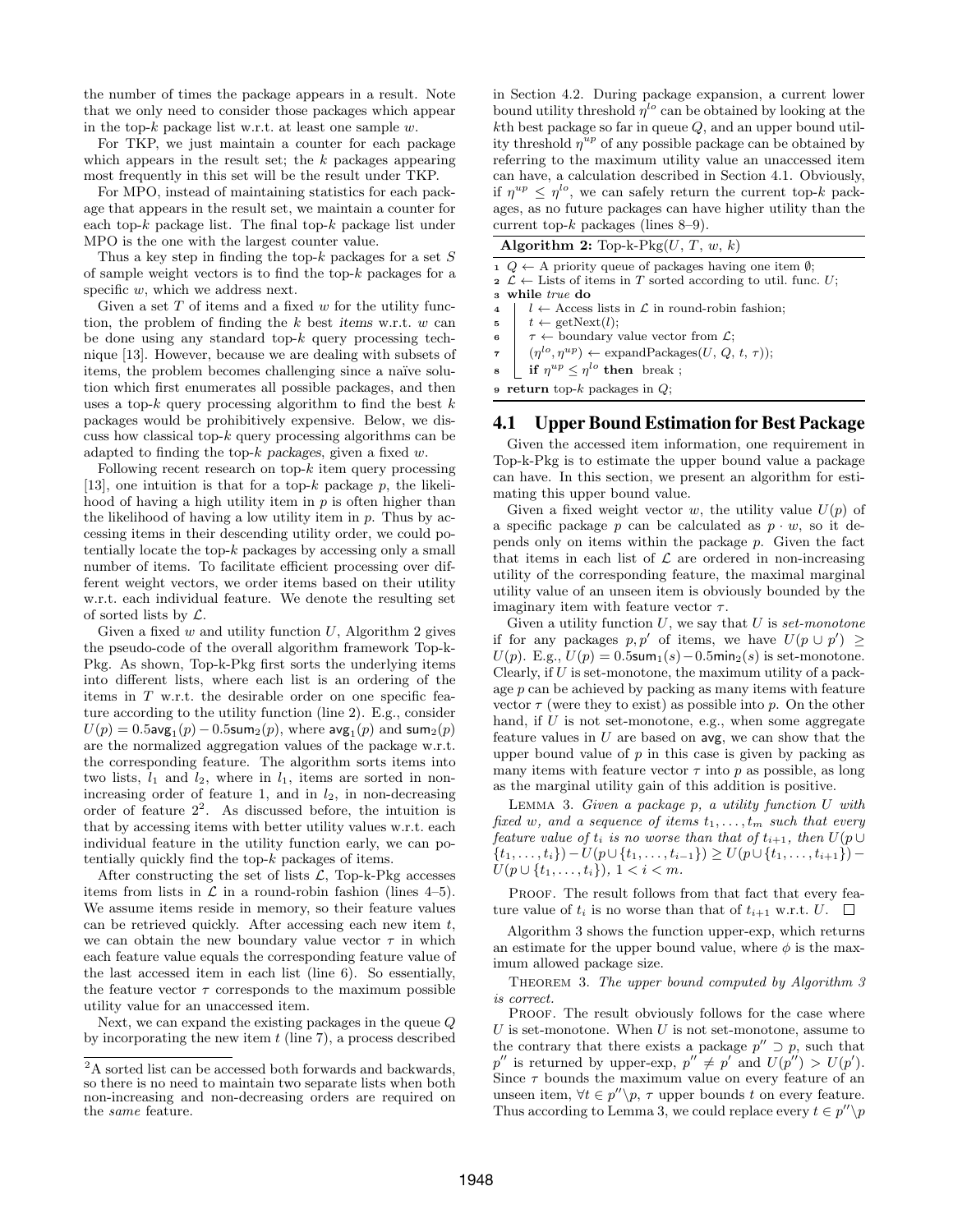the number of times the package appears in a result. Note that we only need to consider those packages which appear in the top-$k$ package list w.r.t. at least one sample $w$.

For TKP, we just maintain a counter for each package which appears in the result set; the $k$ packages appearing most frequently in this set will be the result under TKP.

For MPO, instead of maintaining statistics for each package that appears in the result set, we maintain a counter for each top-$k$ package list. The final top-$k$ package list under MPO is the one with the largest counter value.

Thus a key step in finding the top-$k$ packages for a set $S$ of sample weight vectors is to find the top-$k$ packages for a specific $w$, which we address next.

Given a set $T$ of items and a fixed $w$ for the utility function, the problem of finding the $k$ best *items* w.r.t. $w$ can be done using any standard top-$k$ query processing technique [13]. However, because we are dealing with subsets of items, the problem becomes challenging since a naïve solution which first enumerates all possible packages, and then uses a top-$k$ query processing algorithm to find the best $k$ packages would be prohibitively expensive. Below, we discuss how classical top-$k$ query processing algorithms can be adapted to finding the top-$k$ *packages*, given a fixed $w$.

Following recent research on top-$k$ item query processing [13], one intuition is that for a top-$k$ package $p$, the likelihood of having a high utility item in $p$ is often higher than the likelihood of having a low utility item in $p$. Thus by accessing items in their descending utility order, we could potentially locate the top-$k$ packages by accessing only a small number of items. To facilitate efficient processing over different weight vectors, we order items based on their utility w.r.t. each individual feature. We denote the resulting set of sorted lists by $\mathcal{L}$.

Given a fixed $w$ and utility function $U$, Algorithm 2 gives the pseudo-code of the overall algorithm framework Top-k-Pkg. As shown, Top-k-Pkg first sorts the underlying items into different lists, where each list is an ordering of the items in $T$ w.r.t. the desirable order on one specific feature according to the utility function (line 2). E.g., consider $U(p) = 0.5\mathsf{avg}_1(p) - 0.5\mathsf{sum}_2(p)$, where $\mathsf{avg}_1(p)$ and $\mathsf{sum}_2(p)$ are the normalized aggregation values of the package w.r.t. the corresponding feature. The algorithm sorts items into two lists, $l_1$ and $l_2$, where in $l_1$, items are sorted in non-increasing order of feature 1, and in $l_2$, in non-decreasing order of feature 2[2]. As discussed before, the intuition is that by accessing items with better utility values w.r.t. each individual feature in the utility function early, we can potentially quickly find the top-$k$ packages of items.

After constructing the set of lists $\mathcal{L}$, Top-k-Pkg accesses items from lists in $\mathcal{L}$ in a round-robin fashion (lines 4–5). We assume items reside in memory, so their feature values can be retrieved quickly. After accessing each new item $t$, we can obtain the new boundary value vector $\tau$ in which each feature value equals the corresponding feature value of the last accessed item in each list (line 6). So essentially, the feature vector $\tau$ corresponds to the maximum possible utility value for an unaccessed item.

Next, we can expand the existing packages in the queue $Q$ by incorporating the new item $t$ (line 7), a process described in Section 4.2. During package expansion, a current lower bound utility threshold $\eta^{lo}$ can be obtained by looking at the $k$th best package so far in queue $Q$, and an upper bound utility threshold $\eta^{up}$ of any possible package can be obtained by referring to the maximum utility value an unaccessed item can have, a calculation described in Section 4.1. Obviously, if $\eta^{up} \leq \eta^{lo}$, we can safely return the current top-$k$ packages, as no future packages can have higher utility than the current top-$k$ packages (lines 8–9).

[2] A sorted list can be accessed both forwards and backwards, so there is no need to maintain two separate lists when both non-increasing and non-decreasing orders are required on the *same* feature.

**Algorithm 2:** Top-k-Pkg($U$, $T$, $w$, $k$)

```
1 Q ← A priority queue of packages having one item ∅;
2 L ← Lists of items in T sorted according to util. func. U;
3 while true do
4     l ← Access lists in L in round-robin fashion;
5     t ← getNext(l);
6     τ ← boundary value vector from L;
7     (η^lo, η^up) ← expandPackages(U, Q, t, τ));
8     if η^up ≤ η^lo then break ;
9 return top-k packages in Q;
```

## 4.1 Upper Bound Estimation for Best Package

Given the accessed item information, one requirement in Top-k-Pkg is to estimate the upper bound value a package can have. In this section, we present an algorithm for estimating this upper bound value.

Given a fixed weight vector $w$, the utility value $U(p)$ of a specific package $p$ can be calculated as $p \cdot w$, so it depends only on items within the package $p$. Given the fact that items in each list of $\mathcal{L}$ are ordered in non-increasing utility of the corresponding feature, the maximal marginal utility value of an unseen item is obviously bounded by the imaginary item with feature vector $\tau$.

Given a utility function $U$, we say that $U$ is *set-monotone* if for any packages $p, p'$ of items, we have $U(p \cup p') \geq U(p)$. E.g., $U(p) = 0.5\mathsf{sum}_1(s) - 0.5\mathsf{min}_2(s)$ is set-monotone. Clearly, if $U$ is set-monotone, the maximum utility of a package $p$ can be achieved by packing as many items with feature vector $\tau$ (were they to exist) as possible into $p$. On the other hand, if $U$ is not set-monotone, e.g., when some aggregate feature values in $U$ are based on $\mathsf{avg}$, we can show that the upper bound value of $p$ in this case is given by packing as many items with feature vector $\tau$ into $p$ as possible, as long as the marginal utility gain of this addition is positive.

Lemma 3. *Given a package $p$, a utility function $U$ with fixed $w$, and a sequence of items $t_1, \ldots, t_m$ such that every feature value of $t_i$ is no worse than that of $t_{i+1}$, then $U(p \cup \{t_1, \ldots, t_i\}) - U(p \cup \{t_1, \ldots, t_{i-1}\}) \geq U(p \cup \{t_1, \ldots, t_{i+1}\}) - U(p \cup \{t_1, \ldots, t_i\})$, $1 < i < m$.*

Proof. The result follows from that fact that every feature value of $t_i$ is no worse than that of $t_{i+1}$ w.r.t. $U$. □

Algorithm 3 shows the function upper-exp, which returns an estimate for the upper bound value, where $\phi$ is the maximum allowed package size.

Theorem 3. *The upper bound computed by Algorithm 3 is correct.*

Proof. The result obviously follows for the case where $U$ is set-monotone. When $U$ is not set-monotone, assume to the contrary that there exists a package $p'' \supset p$, such that $p''$ is returned by upper-exp, $p'' \neq p'$ and $U(p'') > U(p')$. Since $\tau$ bounds the maximum value on every feature of an unseen item, $\forall t \in p'' \backslash p$, $\tau$ upper bounds $t$ on every feature. Thus according to Lemma 3, we could replace every $t \in p'' \backslash p$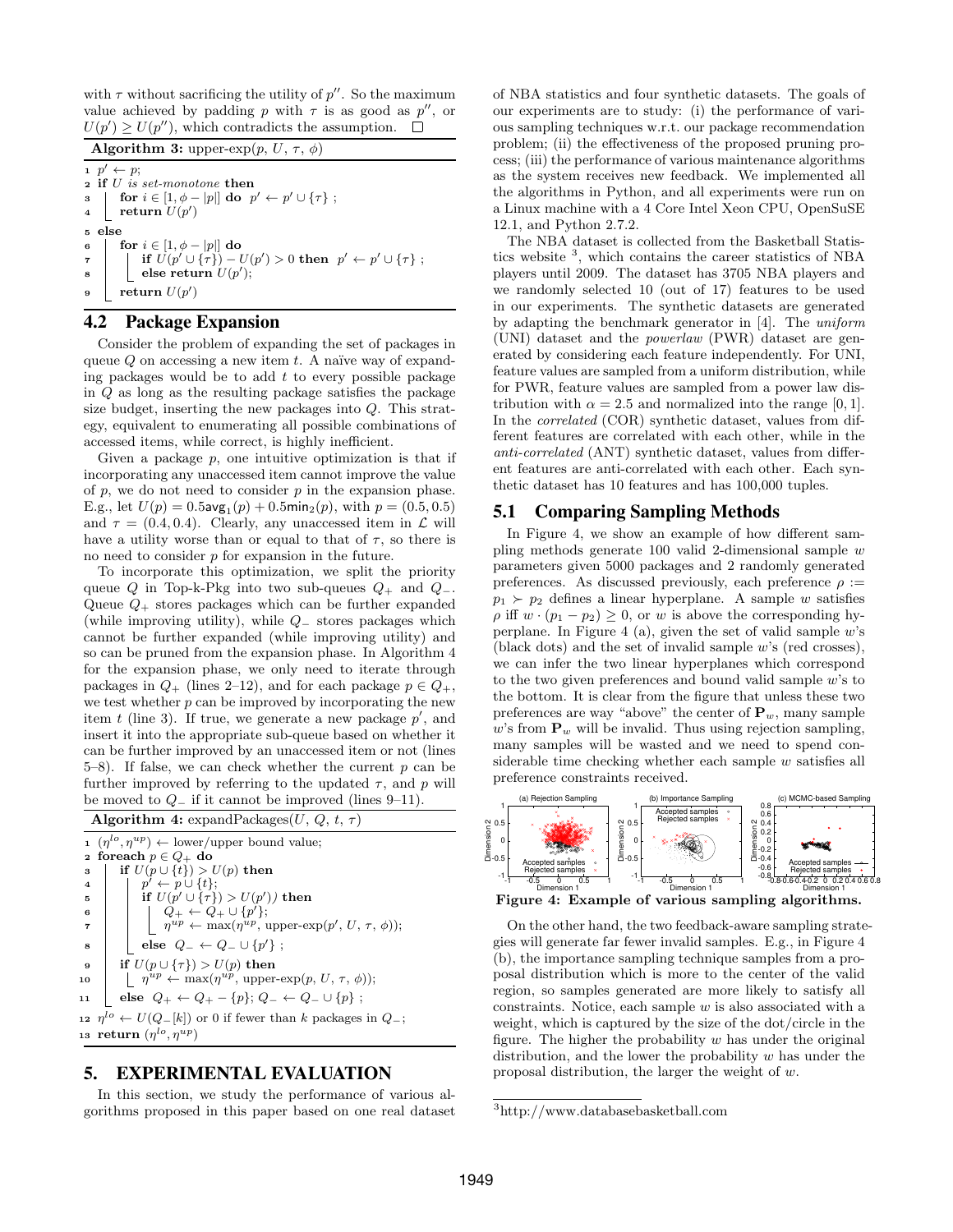with $\tau$ without sacrificing the utility of $p''$. So the maximum value achieved by padding $p$ with $\tau$ is as good as $p''$, or $U(p') \geq U(p'')$, which contradicts the assumption. $\square$

**Algorithm 3:** upper-exp($p$, $U$, $\tau$, $\phi$)

```
1  p' ← p;
2  if U is set-monotone then
3  |   for i ∈ [1, φ − |p|] do  p' ← p' ∪ {τ} ;
4  |   return U(p')
5  else
6  |   for i ∈ [1, φ − |p|] do
7  |   |   if U(p' ∪ {τ}) − U(p') > 0 then  p' ← p' ∪ {τ} ;
8  |   |   else return U(p');
9  |   return U(p')
```

## 4.2 Package Expansion

Consider the problem of expanding the set of packages in queue $Q$ on accessing a new item $t$. A naïve way of expanding packages would be to add $t$ to every possible package in $Q$ as long as the resulting package satisfies the package size budget, inserting the new packages into $Q$. This strategy, equivalent to enumerating all possible combinations of accessed items, while correct, is highly inefficient.

Given a package $p$, one intuitive optimization is that if incorporating any unaccessed item cannot improve the value of $p$, we do not need to consider $p$ in the expansion phase. E.g., let $U(p) = 0.5\mathsf{avg}_1(p) + 0.5\mathsf{min}_2(p)$, with $p = (0.5, 0.5)$ and $\tau = (0.4, 0.4)$. Clearly, any unaccessed item in $\mathcal{L}$ will have a utility worse than or equal to that of $\tau$, so there is no need to consider $p$ for expansion in the future.

To incorporate this optimization, we split the priority queue $Q$ in Top-k-Pkg into two sub-queues $Q_+$ and $Q_-$. Queue $Q_+$ stores packages which can be further expanded (while improving utility), while $Q_-$ stores packages which cannot be further expanded (while improving utility) and so can be pruned from the expansion phase. In Algorithm 4 for the expansion phase, we only need to iterate through packages in $Q_+$ (lines 2–12), and for each package $p \in Q_+$, we test whether $p$ can be improved by incorporating the new item $t$ (line 3). If true, we generate a new package $p'$, and insert it into the appropriate sub-queue based on whether it can be further improved by an unaccessed item or not (lines 5–8). If false, we can check whether the current $p$ can be further improved by referring to the updated $\tau$, and $p$ will be moved to $Q_-$ if it cannot be improved (lines 9–11).

**Algorithm 4:** expandPackages($U$, $Q$, $t$, $\tau$)

```
1  (η^lo, η^up) ← lower/upper bound value;
2  foreach p ∈ Q+ do
3  |   if U(p ∪ {t}) > U(p) then
4  |   |   p' ← p ∪ {t};
5  |   |   if U(p' ∪ {τ}) > U(p')) then
6  |   |   |   Q+ ← Q+ ∪ {p'};
7  |   |   |   η^up ← max(η^up, upper-exp(p', U, τ, φ));
8  |   |   else  Q− ← Q− ∪ {p'} ;
9  |   if U(p ∪ {τ}) > U(p) then
10 |   |   η^up ← max(η^up, upper-exp(p, U, τ, φ));
11 |   else  Q+ ← Q+ − {p}; Q− ← Q− ∪ {p} ;
12 η^lo ← U(Q−[k]) or 0 if fewer than k packages in Q−;
13 return (η^lo, η^up)
```

# 5. EXPERIMENTAL EVALUATION

In this section, we study the performance of various algorithms proposed in this paper based on one real dataset of NBA statistics and four synthetic datasets. The goals of our experiments are to study: (i) the performance of various sampling techniques w.r.t. our package recommendation problem; (ii) the effectiveness of the proposed pruning process; (iii) the performance of various maintenance algorithms as the system receives new feedback. We implemented all the algorithms in Python, and all experiments were run on a Linux machine with a 4 Core Intel Xeon CPU, OpenSuSE 12.1, and Python 2.7.2.

The NBA dataset is collected from the Basketball Statistics website [3], which contains the career statistics of NBA players until 2009. The dataset has 3705 NBA players and we randomly selected 10 (out of 17) features to be used in our experiments. The synthetic datasets are generated by adapting the benchmark generator in [4]. The *uniform* (UNI) dataset and the *powerlaw* (PWR) dataset are generated by considering each feature independently. For UNI, feature values are sampled from a uniform distribution, while for PWR, feature values are sampled from a power law distribution with $\alpha = 2.5$ and normalized into the range $[0, 1]$. In the *correlated* (COR) synthetic dataset, values from different features are correlated with each other, while in the *anti-correlated* (ANT) synthetic dataset, values from different features are anti-correlated with each other. Each synthetic dataset has 10 features and has 100,000 tuples.

## 5.1 Comparing Sampling Methods

In Figure 4, we show an example of how different sampling methods generate 100 valid 2-dimensional sample $w$ parameters given 5000 packages and 2 randomly generated preferences. As discussed previously, each preference $\rho := p_1 \succ p_2$ defines a linear hyperplane. A sample $w$ satisfies $\rho$ iff $w \cdot (p_1 - p_2) \geq 0$, or $w$ is above the corresponding hyperplane. In Figure 4 (a), given the set of valid sample $w$'s (black dots) and the set of invalid sample $w$'s (red crosses), we can infer the two linear hyperplanes which correspond to the two given preferences and bound valid sample $w$'s to the bottom. It is clear from the figure that unless these two preferences are way "above" the center of $\mathbf{P}_w$, many sample $w$'s from $\mathbf{P}_w$ will be invalid. Thus using rejection sampling, many samples will be wasted and we need to spend considerable time checking whether each sample $w$ satisfies all preference constraints received.

(a) Rejection Sampling
Dimension 2
1
0.5
0
-0.5
-1
-1 -0.5 0 0.5 1
Dimension 1
Accepted samples
Rejected samples

(b) Importance Sampling
Dimension 2
1
0.5
0
-0.5
-1
-1 -0.5 0 0.5 1
Dimension 1
Accepted samples
Rejected samples

(c) MCMC-based Sampling
Dimension 2
0.8
0.6
0.4
0.2
0
-0.2
-0.4
-0.6
-0.8
-0.8 -0.6 -0.4 -0.2 0 0.2 0.4 0.6 0.8
Dimension 1
Accepted samples
Rejected samples

**Figure 4: Example of various sampling algorithms.**

On the other hand, the two feedback-aware sampling strategies will generate far fewer invalid samples. E.g., in Figure 4 (b), the importance sampling technique samples from a proposal distribution which is more to the center of the valid region, so samples generated are more likely to satisfy all constraints. Notice, each sample $w$ is also associated with a weight, which is captured by the size of the dot/circle in the figure. The higher the probability $w$ has under the original distribution, and the lower the probability $w$ has under the proposal distribution, the larger the weight of $w$.

[3] http://www.databasebasketball.com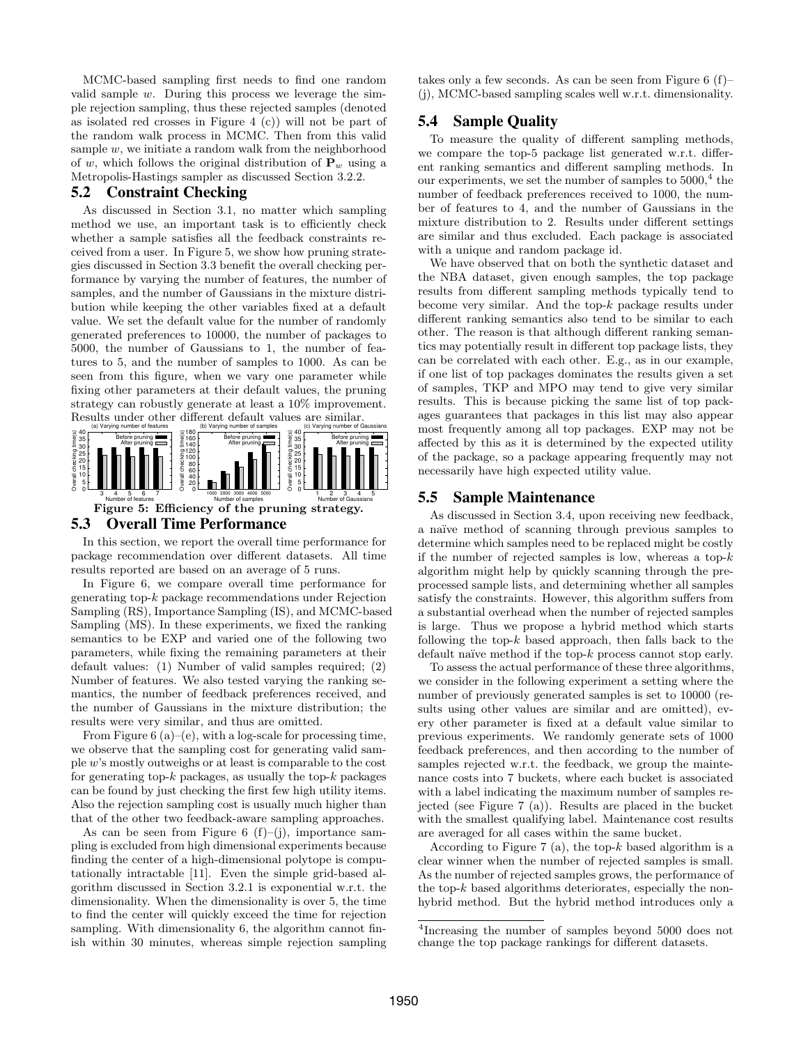MCMC-based sampling first needs to find one random valid sample $w$. During this process we leverage the simple rejection sampling, thus these rejected samples (denoted as isolated red crosses in Figure 4 (c)) will not be part of the random walk process in MCMC. Then from this valid sample $w$, we initiate a random walk from the neighborhood of $w$, which follows the original distribution of $\mathbf{P}_w$ using a Metropolis-Hastings sampler as discussed Section 3.2.2.

## 5.2 Constraint Checking

As discussed in Section 3.1, no matter which sampling method we use, an important task is to efficiently check whether a sample satisfies all the feedback constraints received from a user. In Figure 5, we show how pruning strategies discussed in Section 3.3 benefit the overall checking performance by varying the number of features, the number of samples, and the number of Gaussians in the mixture distribution while keeping the other variables fixed at a default value. We set the default value for the number of randomly generated preferences to 10000, the number of packages to 5000, the number of Gaussians to 1, the number of features to 5, and the number of samples to 1000. As can be seen from this figure, when we vary one parameter while fixing other parameters at their default values, the pruning strategy can robustly generate at least a 10% improvement. Results under other different default values are similar.

(a) Varying number of features
Overall checking time(s)
40
35
30
25
20
15
10
5
0
3 4 5 6 7
Number of features
Before pruning
After pruning

(b) Varying number of samples
Overall checking time(s)
180
160
140
120
100
80
60
40
20
0
1000 2000 3000 4000 5000
Number of samples
Before pruning
After pruning

(c) Varying number of Gaussians
Overall checking time(s)
40
35
30
25
20
15
10
5
0
1 2 3 4 5
Number of Gaussians
Before pruning
After pruning

**Figure 5: Efficiency of the pruning strategy.**

## 5.3 Overall Time Performance

In this section, we report the overall time performance for package recommendation over different datasets. All time results reported are based on an average of 5 runs.

In Figure 6, we compare overall time performance for generating top-$k$ package recommendations under Rejection Sampling (RS), Importance Sampling (IS), and MCMC-based Sampling (MS). In these experiments, we fixed the ranking semantics to be EXP and varied one of the following two parameters, while fixing the remaining parameters at their default values: (1) Number of valid samples required; (2) Number of features. We also tested varying the ranking semantics, the number of feedback preferences received, and the number of Gaussians in the mixture distribution; the results were very similar, and thus are omitted.

From Figure 6 (a)–(e), with a log-scale for processing time, we observe that the sampling cost for generating valid sample $w$'s mostly outweighs or at least is comparable to the cost for generating top-$k$ packages, as usually the top-$k$ packages can be found by just checking the first few high utility items. Also the rejection sampling cost is usually much higher than that of the other two feedback-aware sampling approaches.

As can be seen from Figure 6 (f)–(j), importance sampling is excluded from high dimensional experiments because finding the center of a high-dimensional polytope is computationally intractable [11]. Even the simple grid-based algorithm discussed in Section 3.2.1 is exponential w.r.t. the dimensionality. When the dimensionality is over 5, the time to find the center will quickly exceed the time for rejection sampling. With dimensionality 6, the algorithm cannot finish within 30 minutes, whereas simple rejection sampling takes only a few seconds. As can be seen from Figure 6 (f)–(j), MCMC-based sampling scales well w.r.t. dimensionality.

## 5.4 Sample Quality

To measure the quality of different sampling methods, we compare the top-5 package list generated w.r.t. different ranking semantics and different sampling methods. In our experiments, we set the number of samples to 5000,[4] the number of feedback preferences received to 1000, the number of features to 4, and the number of Gaussians in the mixture distribution to 2. Results under different settings are similar and thus excluded. Each package is associated with a unique and random package id.

We have observed that on both the synthetic dataset and the NBA dataset, given enough samples, the top package results from different sampling methods typically tend to become very similar. And the top-$k$ package results under different ranking semantics also tend to be similar to each other. The reason is that although different ranking semantics may potentially result in different top package lists, they can be correlated with each other. E.g., as in our example, if one list of top packages dominates the results given a set of samples, TKP and MPO may tend to give very similar results. This is because picking the same list of top packages guarantees that packages in this list may also appear most frequently among all top packages. EXP may not be affected by this as it is determined by the expected utility of the package, so a package appearing frequently may not necessarily have high expected utility value.

## 5.5 Sample Maintenance

As discussed in Section 3.4, upon receiving new feedback, a naïve method of scanning through previous samples to determine which samples need to be replaced might be costly if the number of rejected samples is low, whereas a top-$k$ algorithm might help by quickly scanning through the preprocessed sample lists, and determining whether all samples satisfy the constraints. However, this algorithm suffers from a substantial overhead when the number of rejected samples is large. Thus we propose a hybrid method which starts following the top-$k$ based approach, then falls back to the default naïve method if the top-$k$ process cannot stop early.

To assess the actual performance of these three algorithms, we consider in the following experiment a setting where the number of previously generated samples is set to 10000 (results using other values are similar and are omitted), every other parameter is fixed at a default value similar to previous experiments. We randomly generate sets of 1000 feedback preferences, and then according to the number of samples rejected w.r.t. the feedback, we group the maintenance costs into 7 buckets, where each bucket is associated with a label indicating the maximum number of samples rejected (see Figure 7 (a)). Results are placed in the bucket with the smallest qualifying label. Maintenance cost results are averaged for all cases within the same bucket.

According to Figure 7 (a), the top-$k$ based algorithm is a clear winner when the number of rejected samples is small. As the number of rejected samples grows, the performance of the top-$k$ based algorithms deteriorates, especially the non-hybrid method. But the hybrid method introduces only a

[4] Increasing the number of samples beyond 5000 does not change the top package rankings for different datasets.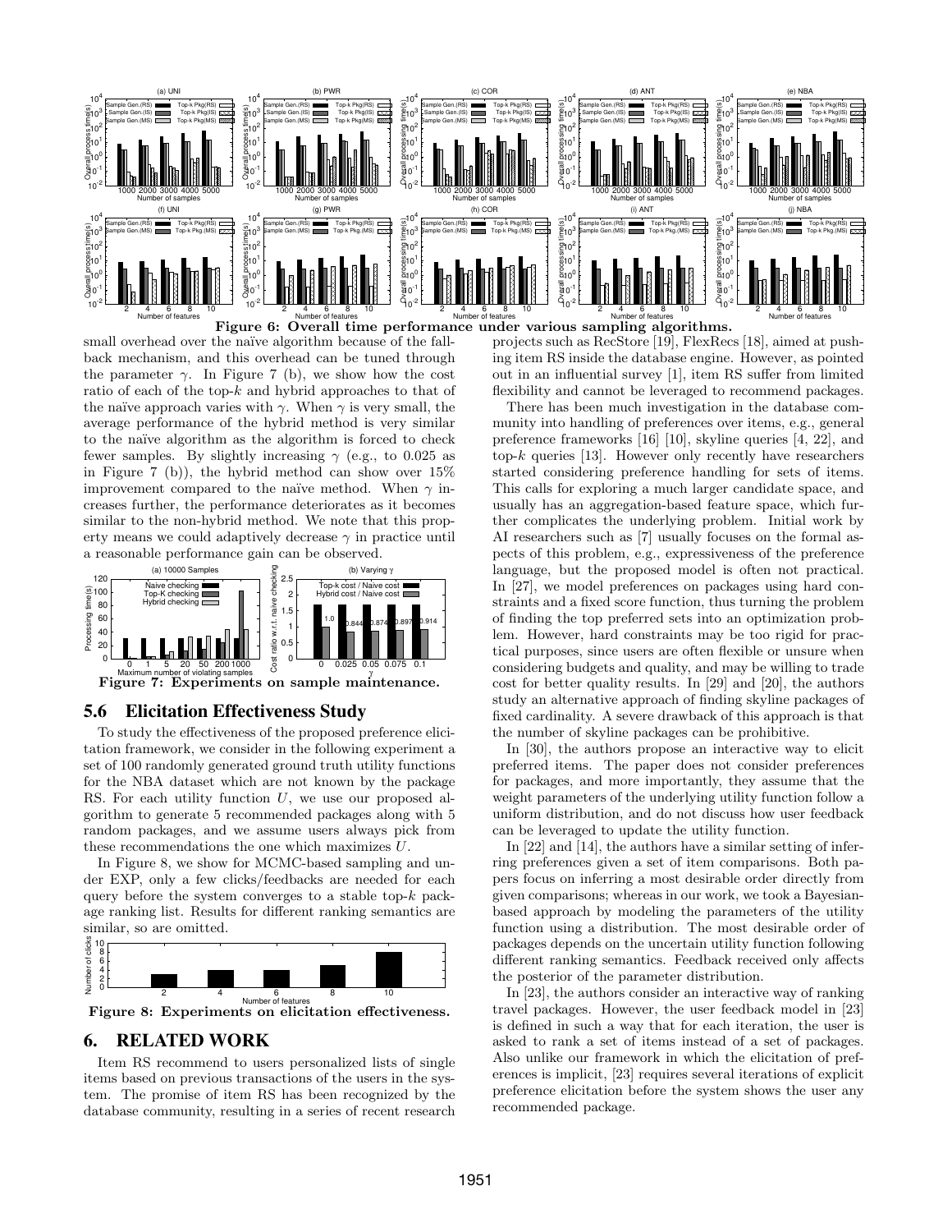(a) UNI

(b) PWR

(c) COR

(d) ANT

(e) NBA

Sample Gen.(RS) Top-k Pkg(RS) Sample Gen.(IS) Top-k Pkg(IS) Sample Gen.(MS) Top-k Pkg(MS)

Overall processing time(s)

Number of samples

1000 2000 3000 4000 5000

(f) UNI

(g) PWR

(h) COR

(i) ANT

(j) NBA

Sample Gen.(RS) Top-k Pkg(RS) Sample Gen.(MS) Top-k Pkg.(MS)

Number of features

2 4 6 8 10

**Figure 6: Overall time performance under various sampling algorithms.**

small overhead over the naïve algorithm because of the fallback mechanism, and this overhead can be tuned through the parameter $\gamma$. In Figure 7 (b), we show how the cost ratio of each of the top-$k$ and hybrid approaches to that of the naïve approach varies with $\gamma$. When $\gamma$ is very small, the average performance of the hybrid method is very similar to the naïve algorithm as the algorithm is forced to check fewer samples. By slightly increasing $\gamma$ (e.g., to 0.025 as in Figure 7 (b)), the hybrid method can show over 15% improvement compared to the naïve method. When $\gamma$ increases further, the performance deteriorates as it becomes similar to the non-hybrid method. We note that this property means we could adaptively decrease $\gamma$ in practice until a reasonable performance gain can be observed.

(a) 10000 Samples

Naive checking
Top-K checking
Hybrid checking

Processing time(s)

Maximum number of violating samples

0 1 5 20 50 200 1000

(b) Varying $\gamma$

Top-k cost / Naive cost
Hybrid cost / Naive cost

Cost ratio w.r.t. naive checking

1.0 0.844 0.874 0.897 0.914

0 0.025 0.05 0.075 0.1

$\gamma$

**Figure 7: Experiments on sample maintenance.**

## 5.6 Elicitation Effectiveness Study

To study the effectiveness of the proposed preference elicitation framework, we consider in the following experiment a set of 100 randomly generated ground truth utility functions for the NBA dataset which are not known by the package RS. For each utility function $U$, we use our proposed algorithm to generate 5 recommended packages along with 5 random packages, and we assume users always pick from these recommendations the one which maximizes $U$.

In Figure 8, we show for MCMC-based sampling and under EXP, only a few clicks/feedbacks are needed for each query before the system converges to a stable top-$k$ package ranking list. Results for different ranking semantics are similar, so are omitted.

Number of clicks

Number of features

2 4 6 8 10

**Figure 8: Experiments on elicitation effectiveness.**

# 6. RELATED WORK

Item RS recommend to users personalized lists of single items based on previous transactions of the users in the system. The promise of item RS has been recognized by the database community, resulting in a series of recent research projects such as RecStore [19], FlexRecs [18], aimed at pushing item RS inside the database engine. However, as pointed out in an influential survey [1], item RS suffer from limited flexibility and cannot be leveraged to recommend packages.

There has been much investigation in the database community into handling of preferences over items, e.g., general preference frameworks [16] [10], skyline queries [4, 22], and top-$k$ queries [13]. However only recently have researchers started considering preference handling for sets of items. This calls for exploring a much larger candidate space, and usually has an aggregation-based feature space, which further complicates the underlying problem. Initial work by AI researchers such as [7] usually focuses on the formal aspects of this problem, e.g., expressiveness of the preference language, but the proposed model is often not practical. In [27], we model preferences on packages using hard constraints and a fixed score function, thus turning the problem of finding the top preferred sets into an optimization problem. However, hard constraints may be too rigid for practical purposes, since users are often flexible or unsure when considering budgets and quality, and may be willing to trade cost for better quality results. In [29] and [20], the authors study an alternative approach of finding skyline packages of fixed cardinality. A severe drawback of this approach is that the number of skyline packages can be prohibitive.

In [30], the authors propose an interactive way to elicit preferred items. The paper does not consider preferences for packages, and more importantly, they assume that the weight parameters of the underlying utility function follow a uniform distribution, and do not discuss how user feedback can be leveraged to update the utility function.

In [22] and [14], the authors have a similar setting of inferring preferences given a set of item comparisons. Both papers focus on inferring a most desirable order directly from given comparisons; whereas in our work, we took a Bayesian-based approach by modeling the parameters of the utility function using a distribution. The most desirable order of packages depends on the uncertain utility function following different ranking semantics. Feedback received only affects the posterior of the parameter distribution.

In [23], the authors consider an interactive way of ranking travel packages. However, the user feedback model in [23] is defined in such a way that for each iteration, the user is asked to rank a set of items instead of a set of packages. Also unlike our framework in which the elicitation of preferences is implicit, [23] requires several iterations of explicit preference elicitation before the system shows the user any recommended package.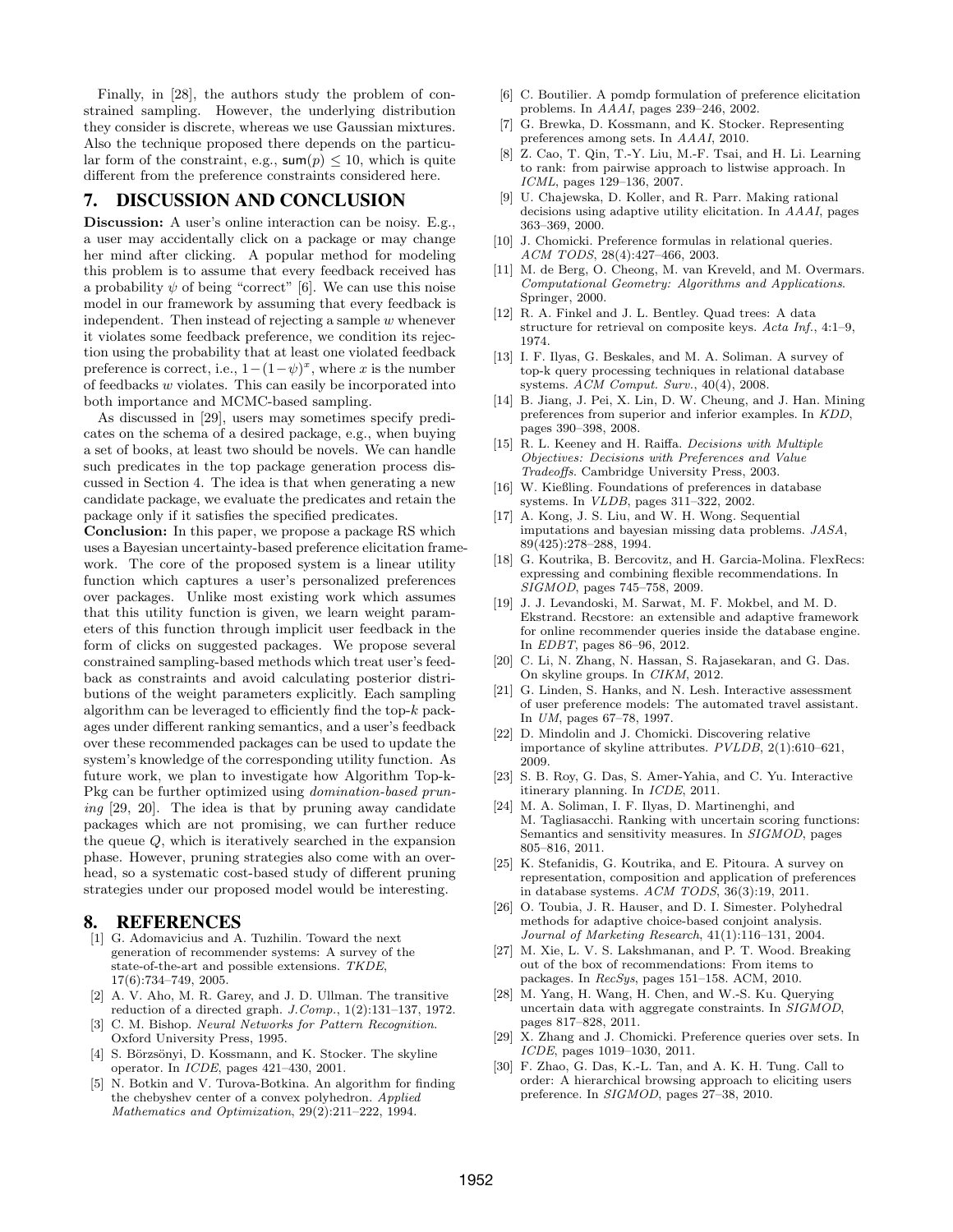Finally, in [28], the authors study the problem of constrained sampling. However, the underlying distribution they consider is discrete, whereas we use Gaussian mixtures. Also the technique proposed there depends on the particular form of the constraint, e.g., $\mathsf{sum}(p) \leq 10$, which is quite different from the preference constraints considered here.

## 7. DISCUSSION AND CONCLUSION

**Discussion:** A user's online interaction can be noisy. E.g., a user may accidentally click on a package or may change her mind after clicking. A popular method for modeling this problem is to assume that every feedback received has a probability $\psi$ of being "correct" [6]. We can use this noise model in our framework by assuming that every feedback is independent. Then instead of rejecting a sample $w$ whenever it violates some feedback preference, we condition its rejection using the probability that at least one violated feedback preference is correct, i.e., $1-(1-\psi)^x$, where $x$ is the number of feedbacks $w$ violates. This can easily be incorporated into both importance and MCMC-based sampling.

As discussed in [29], users may sometimes specify predicates on the schema of a desired package, e.g., when buying a set of books, at least two should be novels. We can handle such predicates in the top package generation process discussed in Section 4. The idea is that when generating a new candidate package, we evaluate the predicates and retain the package only if it satisfies the specified predicates.

**Conclusion:** In this paper, we propose a package RS which uses a Bayesian uncertainty-based preference elicitation framework. The core of the proposed system is a linear utility function which captures a user's personalized preferences over packages. Unlike most existing work which assumes that this utility function is given, we learn weight parameters of this function through implicit user feedback in the form of clicks on suggested packages. We propose several constrained sampling-based methods which treat user's feedback as constraints and avoid calculating posterior distributions of the weight parameters explicitly. Each sampling algorithm can be leveraged to efficiently find the top-$k$ packages under different ranking semantics, and a user's feedback over these recommended packages can be used to update the system's knowledge of the corresponding utility function. As future work, we plan to investigate how Algorithm Top-k-Pkg can be further optimized using *domination-based pruning* [29, 20]. The idea is that by pruning away candidate packages which are not promising, we can further reduce the queue $Q$, which is iteratively searched in the expansion phase. However, pruning strategies also come with an overhead, so a systematic cost-based study of different pruning strategies under our proposed model would be interesting.

## 8. REFERENCES

[1] G. Adomavicius and A. Tuzhilin. Toward the next generation of recommender systems: A survey of the state-of-the-art and possible extensions. *TKDE*, 17(6):734–749, 2005.

[2] A. V. Aho, M. R. Garey, and J. D. Ullman. The transitive reduction of a directed graph. *J.Comp.*, 1(2):131–137, 1972.

[3] C. M. Bishop. *Neural Networks for Pattern Recognition*. Oxford University Press, 1995.

[4] S. Börzsönyi, D. Kossmann, and K. Stocker. The skyline operator. In *ICDE*, pages 421–430, 2001.

[5] N. Botkin and V. Turova-Botkina. An algorithm for finding the chebyshev center of a convex polyhedron. *Applied Mathematics and Optimization*, 29(2):211–222, 1994.

[6] C. Boutilier. A pomdp formulation of preference elicitation problems. In *AAAI*, pages 239–246, 2002.

[7] G. Brewka, D. Kossmann, and K. Stocker. Representing preferences among sets. In *AAAI*, 2010.

[8] Z. Cao, T. Qin, T.-Y. Liu, M.-F. Tsai, and H. Li. Learning to rank: from pairwise approach to listwise approach. In *ICML*, pages 129–136, 2007.

[9] U. Chajewska, D. Koller, and R. Parr. Making rational decisions using adaptive utility elicitation. In *AAAI*, pages 363–369, 2000.

[10] J. Chomicki. Preference formulas in relational queries. *ACM TODS*, 28(4):427–466, 2003.

[11] M. de Berg, O. Cheong, M. van Kreveld, and M. Overmars. *Computational Geometry: Algorithms and Applications*. Springer, 2000.

[12] R. A. Finkel and J. L. Bentley. Quad trees: A data structure for retrieval on composite keys. *Acta Inf.*, 4:1–9, 1974.

[13] I. F. Ilyas, G. Beskales, and M. A. Soliman. A survey of top-k query processing techniques in relational database systems. *ACM Comput. Surv.*, 40(4), 2008.

[14] B. Jiang, J. Pei, X. Lin, D. W. Cheung, and J. Han. Mining preferences from superior and inferior examples. In *KDD*, pages 390–398, 2008.

[15] R. L. Keeney and H. Raiffa. *Decisions with Multiple Objectives: Decisions with Preferences and Value Tradeoffs*. Cambridge University Press, 2003.

[16] W. Kießling. Foundations of preferences in database systems. In *VLDB*, pages 311–322, 2002.

[17] A. Kong, J. S. Liu, and W. H. Wong. Sequential imputations and bayesian missing data problems. *JASA*, 89(425):278–288, 1994.

[18] G. Koutrika, B. Bercovitz, and H. Garcia-Molina. FlexRecs: expressing and combining flexible recommendations. In *SIGMOD*, pages 745–758, 2009.

[19] J. J. Levandoski, M. Sarwat, M. F. Mokbel, and M. D. Ekstrand. Recstore: an extensible and adaptive framework for online recommender queries inside the database engine. In *EDBT*, pages 86–96, 2012.

[20] C. Li, N. Zhang, N. Hassan, S. Rajasekaran, and G. Das. On skyline groups. In *CIKM*, 2012.

[21] G. Linden, S. Hanks, and N. Lesh. Interactive assessment of user preference models: The automated travel assistant. In *UM*, pages 67–78, 1997.

[22] D. Mindolin and J. Chomicki. Discovering relative importance of skyline attributes. *PVLDB*, 2(1):610–621, 2009.

[23] S. B. Roy, G. Das, S. Amer-Yahia, and C. Yu. Interactive itinerary planning. In *ICDE*, 2011.

[24] M. A. Soliman, I. F. Ilyas, D. Martinenghi, and M. Tagliasacchi. Ranking with uncertain scoring functions: Semantics and sensitivity measures. In *SIGMOD*, pages 805–816, 2011.

[25] K. Stefanidis, G. Koutrika, and E. Pitoura. A survey on representation, composition and application of preferences in database systems. *ACM TODS*, 36(3):19, 2011.

[26] O. Toubia, J. R. Hauser, and D. I. Simester. Polyhedral methods for adaptive choice-based conjoint analysis. *Journal of Marketing Research*, 41(1):116–131, 2004.

[27] M. Xie, L. V. S. Lakshmanan, and P. T. Wood. Breaking out of the box of recommendations: From items to packages. In *RecSys*, pages 151–158. ACM, 2010.

[28] M. Yang, H. Wang, H. Chen, and W.-S. Ku. Querying uncertain data with aggregate constraints. In *SIGMOD*, pages 817–828, 2011.

[29] X. Zhang and J. Chomicki. Preference queries over sets. In *ICDE*, pages 1019–1030, 2011.

[30] F. Zhao, G. Das, K.-L. Tan, and A. K. H. Tung. Call to order: A hierarchical browsing approach to eliciting users preference. In *SIGMOD*, pages 27–38, 2010.